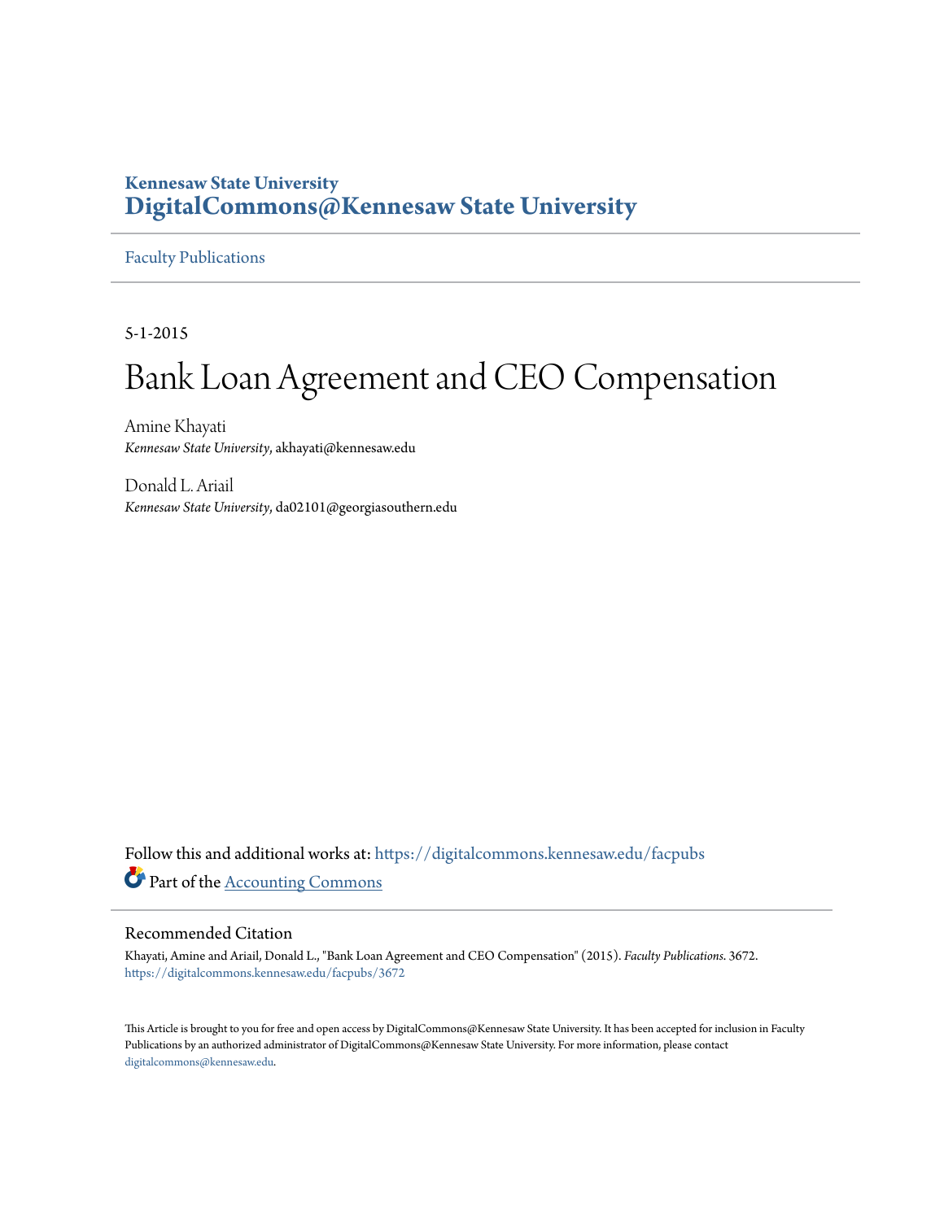**Kennesaw State University**
**DigitalCommons@Kennesaw State University**

Faculty Publications

5-1-2015

# Bank Loan Agreement and CEO Compensation

Amine Khayati
*Kennesaw State University*, akhayati@kennesaw.edu

Donald L. Ariail
*Kennesaw State University*, da02101@georgiasouthern.edu

Follow this and additional works at: https://digitalcommons.kennesaw.edu/facpubs

Part of the Accounting Commons

## Recommended Citation

Khayati, Amine and Ariail, Donald L., "Bank Loan Agreement and CEO Compensation" (2015). *Faculty Publications*. 3672.
https://digitalcommons.kennesaw.edu/facpubs/3672

This Article is brought to you for free and open access by DigitalCommons@Kennesaw State University. It has been accepted for inclusion in Faculty Publications by an authorized administrator of DigitalCommons@Kennesaw State University. For more information, please contact digitalcommons@kennesaw.edu.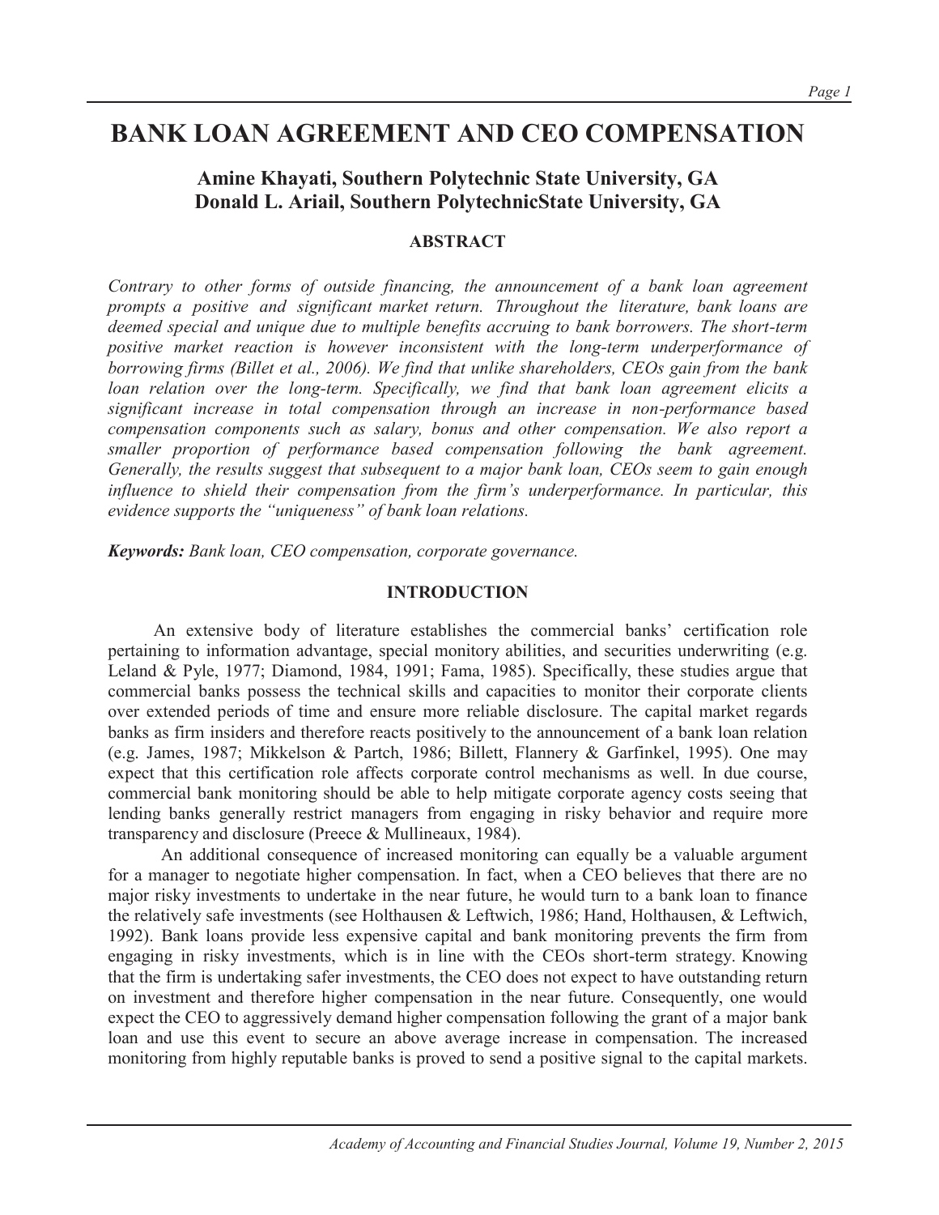# BANK LOAN AGREEMENT AND CEO COMPENSATION

## Amine Khayati, Southern Polytechnic State University, GA
## Donald L. Ariail, Southern PolytechnicState University, GA

### ABSTRACT

*Contrary to other forms of outside financing, the announcement of a bank loan agreement prompts a positive and significant market return. Throughout the literature, bank loans are deemed special and unique due to multiple benefits accruing to bank borrowers. The short-term positive market reaction is however inconsistent with the long-term underperformance of borrowing firms (Billet et al., 2006). We find that unlike shareholders, CEOs gain from the bank loan relation over the long-term. Specifically, we find that bank loan agreement elicits a significant increase in total compensation through an increase in non-performance based compensation components such as salary, bonus and other compensation. We also report a smaller proportion of performance based compensation following the bank agreement. Generally, the results suggest that subsequent to a major bank loan, CEOs seem to gain enough influence to shield their compensation from the firm's underperformance. In particular, this evidence supports the "uniqueness" of bank loan relations.*

***Keywords:*** *Bank loan, CEO compensation, corporate governance.*

### INTRODUCTION

An extensive body of literature establishes the commercial banks' certification role pertaining to information advantage, special monitory abilities, and securities underwriting (e.g. Leland & Pyle, 1977; Diamond, 1984, 1991; Fama, 1985). Specifically, these studies argue that commercial banks possess the technical skills and capacities to monitor their corporate clients over extended periods of time and ensure more reliable disclosure. The capital market regards banks as firm insiders and therefore reacts positively to the announcement of a bank loan relation (e.g. James, 1987; Mikkelson & Partch, 1986; Billett, Flannery & Garfinkel, 1995). One may expect that this certification role affects corporate control mechanisms as well. In due course, commercial bank monitoring should be able to help mitigate corporate agency costs seeing that lending banks generally restrict managers from engaging in risky behavior and require more transparency and disclosure (Preece & Mullineaux, 1984).

An additional consequence of increased monitoring can equally be a valuable argument for a manager to negotiate higher compensation. In fact, when a CEO believes that there are no major risky investments to undertake in the near future, he would turn to a bank loan to finance the relatively safe investments (see Holthausen & Leftwich, 1986; Hand, Holthausen, & Leftwich, 1992). Bank loans provide less expensive capital and bank monitoring prevents the firm from engaging in risky investments, which is in line with the CEOs short-term strategy. Knowing that the firm is undertaking safer investments, the CEO does not expect to have outstanding return on investment and therefore higher compensation in the near future. Consequently, one would expect the CEO to aggressively demand higher compensation following the grant of a major bank loan and use this event to secure an above average increase in compensation. The increased monitoring from highly reputable banks is proved to send a positive signal to the capital markets.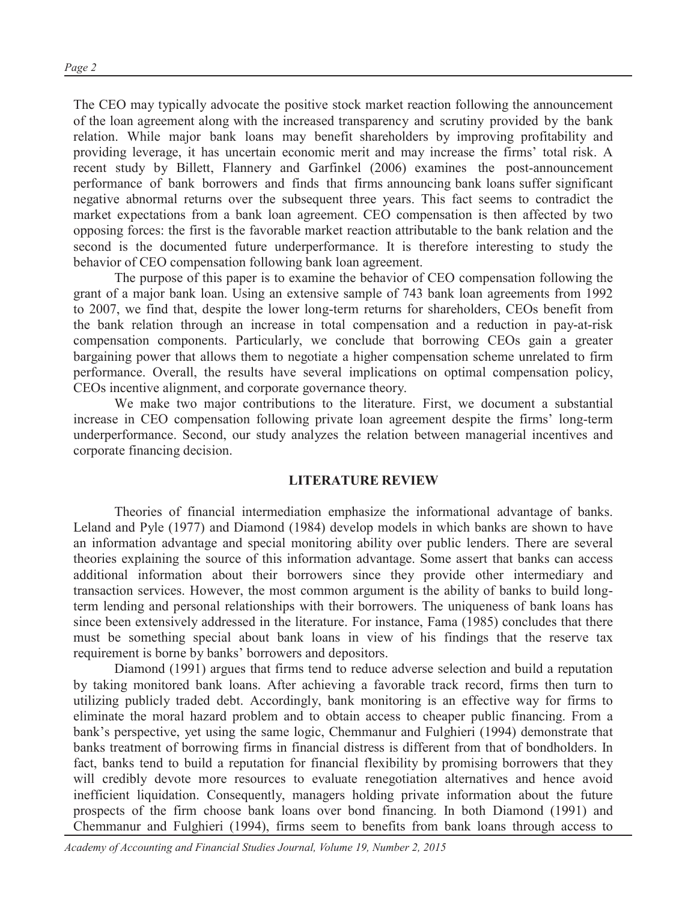The CEO may typically advocate the positive stock market reaction following the announcement of the loan agreement along with the increased transparency and scrutiny provided by the bank relation. While major bank loans may benefit shareholders by improving profitability and providing leverage, it has uncertain economic merit and may increase the firms' total risk. A recent study by Billett, Flannery and Garfinkel (2006) examines the post-announcement performance of bank borrowers and finds that firms announcing bank loans suffer significant negative abnormal returns over the subsequent three years. This fact seems to contradict the market expectations from a bank loan agreement. CEO compensation is then affected by two opposing forces: the first is the favorable market reaction attributable to the bank relation and the second is the documented future underperformance. It is therefore interesting to study the behavior of CEO compensation following bank loan agreement.

The purpose of this paper is to examine the behavior of CEO compensation following the grant of a major bank loan. Using an extensive sample of 743 bank loan agreements from 1992 to 2007, we find that, despite the lower long-term returns for shareholders, CEOs benefit from the bank relation through an increase in total compensation and a reduction in pay-at-risk compensation components. Particularly, we conclude that borrowing CEOs gain a greater bargaining power that allows them to negotiate a higher compensation scheme unrelated to firm performance. Overall, the results have several implications on optimal compensation policy, CEOs incentive alignment, and corporate governance theory.

We make two major contributions to the literature. First, we document a substantial increase in CEO compensation following private loan agreement despite the firms' long-term underperformance. Second, our study analyzes the relation between managerial incentives and corporate financing decision.

## LITERATURE REVIEW

Theories of financial intermediation emphasize the informational advantage of banks. Leland and Pyle (1977) and Diamond (1984) develop models in which banks are shown to have an information advantage and special monitoring ability over public lenders. There are several theories explaining the source of this information advantage. Some assert that banks can access additional information about their borrowers since they provide other intermediary and transaction services. However, the most common argument is the ability of banks to build long-term lending and personal relationships with their borrowers. The uniqueness of bank loans has since been extensively addressed in the literature. For instance, Fama (1985) concludes that there must be something special about bank loans in view of his findings that the reserve tax requirement is borne by banks' borrowers and depositors.

Diamond (1991) argues that firms tend to reduce adverse selection and build a reputation by taking monitored bank loans. After achieving a favorable track record, firms then turn to utilizing publicly traded debt. Accordingly, bank monitoring is an effective way for firms to eliminate the moral hazard problem and to obtain access to cheaper public financing. From a bank's perspective, yet using the same logic, Chemmanur and Fulghieri (1994) demonstrate that banks treatment of borrowing firms in financial distress is different from that of bondholders. In fact, banks tend to build a reputation for financial flexibility by promising borrowers that they will credibly devote more resources to evaluate renegotiation alternatives and hence avoid inefficient liquidation. Consequently, managers holding private information about the future prospects of the firm choose bank loans over bond financing. In both Diamond (1991) and Chemmanur and Fulghieri (1994), firms seem to benefits from bank loans through access to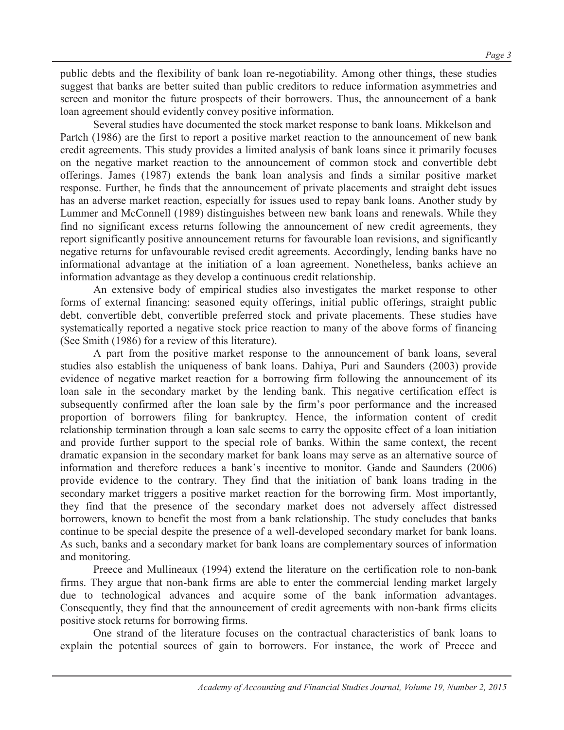public debts and the flexibility of bank loan re-negotiability. Among other things, these studies suggest that banks are better suited than public creditors to reduce information asymmetries and screen and monitor the future prospects of their borrowers. Thus, the announcement of a bank loan agreement should evidently convey positive information.

Several studies have documented the stock market response to bank loans. Mikkelson and Partch (1986) are the first to report a positive market reaction to the announcement of new bank credit agreements. This study provides a limited analysis of bank loans since it primarily focuses on the negative market reaction to the announcement of common stock and convertible debt offerings. James (1987) extends the bank loan analysis and finds a similar positive market response. Further, he finds that the announcement of private placements and straight debt issues has an adverse market reaction, especially for issues used to repay bank loans. Another study by Lummer and McConnell (1989) distinguishes between new bank loans and renewals. While they find no significant excess returns following the announcement of new credit agreements, they report significantly positive announcement returns for favourable loan revisions, and significantly negative returns for unfavourable revised credit agreements. Accordingly, lending banks have no informational advantage at the initiation of a loan agreement. Nonetheless, banks achieve an information advantage as they develop a continuous credit relationship.

An extensive body of empirical studies also investigates the market response to other forms of external financing: seasoned equity offerings, initial public offerings, straight public debt, convertible debt, convertible preferred stock and private placements. These studies have systematically reported a negative stock price reaction to many of the above forms of financing (See Smith (1986) for a review of this literature).

A part from the positive market response to the announcement of bank loans, several studies also establish the uniqueness of bank loans. Dahiya, Puri and Saunders (2003) provide evidence of negative market reaction for a borrowing firm following the announcement of its loan sale in the secondary market by the lending bank. This negative certification effect is subsequently confirmed after the loan sale by the firm's poor performance and the increased proportion of borrowers filing for bankruptcy. Hence, the information content of credit relationship termination through a loan sale seems to carry the opposite effect of a loan initiation and provide further support to the special role of banks. Within the same context, the recent dramatic expansion in the secondary market for bank loans may serve as an alternative source of information and therefore reduces a bank's incentive to monitor. Gande and Saunders (2006) provide evidence to the contrary. They find that the initiation of bank loans trading in the secondary market triggers a positive market reaction for the borrowing firm. Most importantly, they find that the presence of the secondary market does not adversely affect distressed borrowers, known to benefit the most from a bank relationship. The study concludes that banks continue to be special despite the presence of a well-developed secondary market for bank loans. As such, banks and a secondary market for bank loans are complementary sources of information and monitoring.

Preece and Mullineaux (1994) extend the literature on the certification role to non-bank firms. They argue that non-bank firms are able to enter the commercial lending market largely due to technological advances and acquire some of the bank information advantages. Consequently, they find that the announcement of credit agreements with non-bank firms elicits positive stock returns for borrowing firms.

One strand of the literature focuses on the contractual characteristics of bank loans to explain the potential sources of gain to borrowers. For instance, the work of Preece and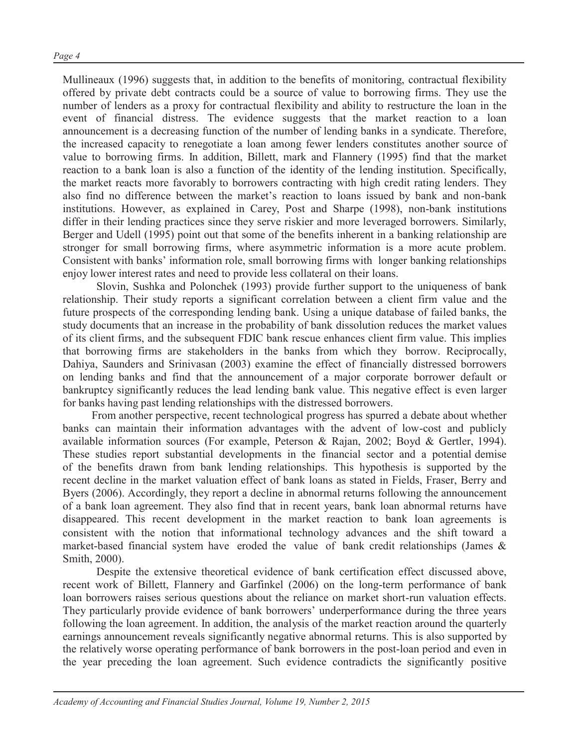Mullineaux (1996) suggests that, in addition to the benefits of monitoring, contractual flexibility offered by private debt contracts could be a source of value to borrowing firms. They use the number of lenders as a proxy for contractual flexibility and ability to restructure the loan in the event of financial distress. The evidence suggests that the market reaction to a loan announcement is a decreasing function of the number of lending banks in a syndicate. Therefore, the increased capacity to renegotiate a loan among fewer lenders constitutes another source of value to borrowing firms. In addition, Billett, mark and Flannery (1995) find that the market reaction to a bank loan is also a function of the identity of the lending institution. Specifically, the market reacts more favorably to borrowers contracting with high credit rating lenders. They also find no difference between the market's reaction to loans issued by bank and non-bank institutions. However, as explained in Carey, Post and Sharpe (1998), non-bank institutions differ in their lending practices since they serve riskier and more leveraged borrowers. Similarly, Berger and Udell (1995) point out that some of the benefits inherent in a banking relationship are stronger for small borrowing firms, where asymmetric information is a more acute problem. Consistent with banks' information role, small borrowing firms with longer banking relationships enjoy lower interest rates and need to provide less collateral on their loans.

Slovin, Sushka and Polonchek (1993) provide further support to the uniqueness of bank relationship. Their study reports a significant correlation between a client firm value and the future prospects of the corresponding lending bank. Using a unique database of failed banks, the study documents that an increase in the probability of bank dissolution reduces the market values of its client firms, and the subsequent FDIC bank rescue enhances client firm value. This implies that borrowing firms are stakeholders in the banks from which they borrow. Reciprocally, Dahiya, Saunders and Srinivasan (2003) examine the effect of financially distressed borrowers on lending banks and find that the announcement of a major corporate borrower default or bankruptcy significantly reduces the lead lending bank value. This negative effect is even larger for banks having past lending relationships with the distressed borrowers.

From another perspective, recent technological progress has spurred a debate about whether banks can maintain their information advantages with the advent of low-cost and publicly available information sources (For example, Peterson & Rajan, 2002; Boyd & Gertler, 1994). These studies report substantial developments in the financial sector and a potential demise of the benefits drawn from bank lending relationships. This hypothesis is supported by the recent decline in the market valuation effect of bank loans as stated in Fields, Fraser, Berry and Byers (2006). Accordingly, they report a decline in abnormal returns following the announcement of a bank loan agreement. They also find that in recent years, bank loan abnormal returns have disappeared. This recent development in the market reaction to bank loan agreements is consistent with the notion that informational technology advances and the shift toward a market-based financial system have eroded the value of bank credit relationships (James & Smith, 2000).

Despite the extensive theoretical evidence of bank certification effect discussed above, recent work of Billett, Flannery and Garfinkel (2006) on the long-term performance of bank loan borrowers raises serious questions about the reliance on market short-run valuation effects. They particularly provide evidence of bank borrowers' underperformance during the three years following the loan agreement. In addition, the analysis of the market reaction around the quarterly earnings announcement reveals significantly negative abnormal returns. This is also supported by the relatively worse operating performance of bank borrowers in the post-loan period and even in the year preceding the loan agreement. Such evidence contradicts the significantly positive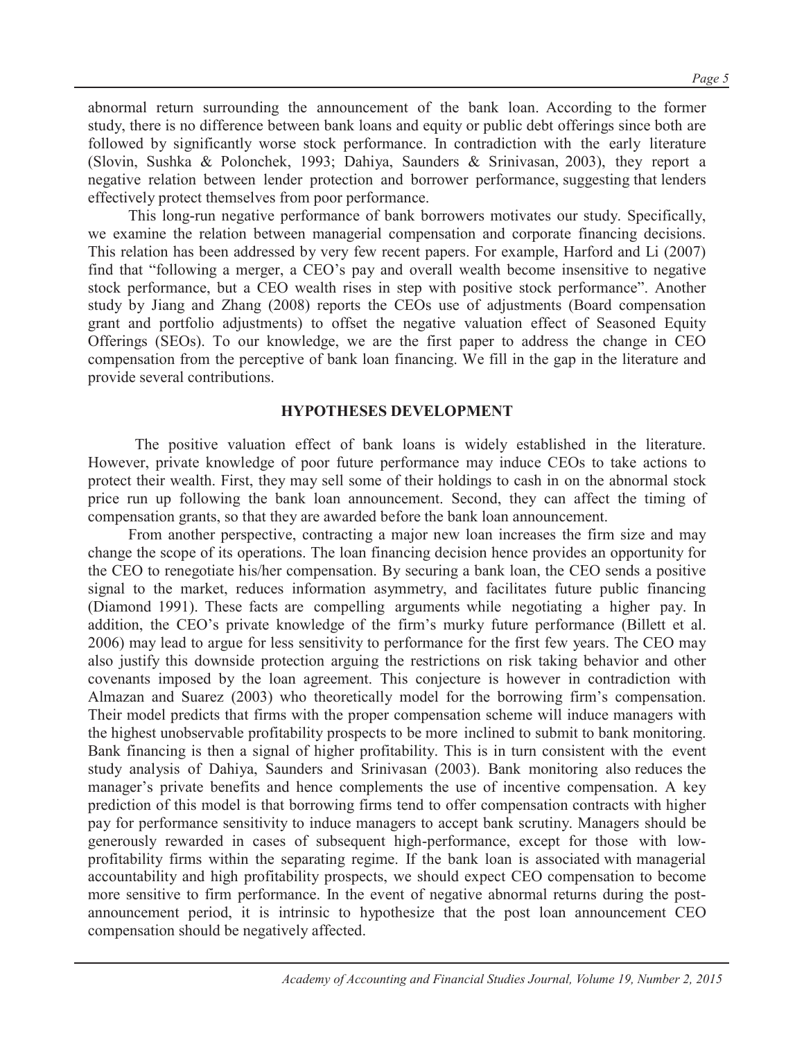abnormal return surrounding the announcement of the bank loan. According to the former study, there is no difference between bank loans and equity or public debt offerings since both are followed by significantly worse stock performance. In contradiction with the early literature (Slovin, Sushka & Polonchek, 1993; Dahiya, Saunders & Srinivasan, 2003), they report a negative relation between lender protection and borrower performance, suggesting that lenders effectively protect themselves from poor performance.

This long-run negative performance of bank borrowers motivates our study. Specifically, we examine the relation between managerial compensation and corporate financing decisions. This relation has been addressed by very few recent papers. For example, Harford and Li (2007) find that "following a merger, a CEO's pay and overall wealth become insensitive to negative stock performance, but a CEO wealth rises in step with positive stock performance". Another study by Jiang and Zhang (2008) reports the CEOs use of adjustments (Board compensation grant and portfolio adjustments) to offset the negative valuation effect of Seasoned Equity Offerings (SEOs). To our knowledge, we are the first paper to address the change in CEO compensation from the perceptive of bank loan financing. We fill in the gap in the literature and provide several contributions.

## HYPOTHESES DEVELOPMENT

The positive valuation effect of bank loans is widely established in the literature. However, private knowledge of poor future performance may induce CEOs to take actions to protect their wealth. First, they may sell some of their holdings to cash in on the abnormal stock price run up following the bank loan announcement. Second, they can affect the timing of compensation grants, so that they are awarded before the bank loan announcement.

From another perspective, contracting a major new loan increases the firm size and may change the scope of its operations. The loan financing decision hence provides an opportunity for the CEO to renegotiate his/her compensation. By securing a bank loan, the CEO sends a positive signal to the market, reduces information asymmetry, and facilitates future public financing (Diamond 1991). These facts are compelling arguments while negotiating a higher pay. In addition, the CEO's private knowledge of the firm's murky future performance (Billett et al. 2006) may lead to argue for less sensitivity to performance for the first few years. The CEO may also justify this downside protection arguing the restrictions on risk taking behavior and other covenants imposed by the loan agreement. This conjecture is however in contradiction with Almazan and Suarez (2003) who theoretically model for the borrowing firm's compensation. Their model predicts that firms with the proper compensation scheme will induce managers with the highest unobservable profitability prospects to be more inclined to submit to bank monitoring. Bank financing is then a signal of higher profitability. This is in turn consistent with the event study analysis of Dahiya, Saunders and Srinivasan (2003). Bank monitoring also reduces the manager's private benefits and hence complements the use of incentive compensation. A key prediction of this model is that borrowing firms tend to offer compensation contracts with higher pay for performance sensitivity to induce managers to accept bank scrutiny. Managers should be generously rewarded in cases of subsequent high-performance, except for those with low-profitability firms within the separating regime. If the bank loan is associated with managerial accountability and high profitability prospects, we should expect CEO compensation to become more sensitive to firm performance. In the event of negative abnormal returns during the post-announcement period, it is intrinsic to hypothesize that the post loan announcement CEO compensation should be negatively affected.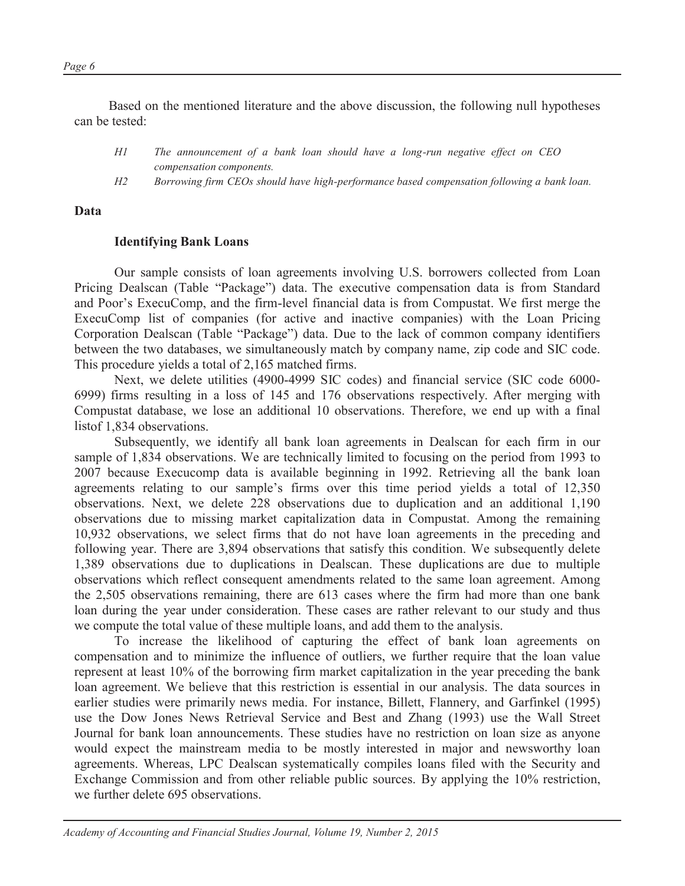Based on the mentioned literature and the above discussion, the following null hypotheses can be tested:

*H1* *The announcement of a bank loan should have a long-run negative effect on CEO compensation components.*

*H2* *Borrowing firm CEOs should have high-performance based compensation following a bank loan.*

## Data

### Identifying Bank Loans

Our sample consists of loan agreements involving U.S. borrowers collected from Loan Pricing Dealscan (Table "Package") data. The executive compensation data is from Standard and Poor's ExecuComp, and the firm-level financial data is from Compustat. We first merge the ExecuComp list of companies (for active and inactive companies) with the Loan Pricing Corporation Dealscan (Table "Package") data. Due to the lack of common company identifiers between the two databases, we simultaneously match by company name, zip code and SIC code. This procedure yields a total of 2,165 matched firms.

Next, we delete utilities (4900-4999 SIC codes) and financial service (SIC code 6000-6999) firms resulting in a loss of 145 and 176 observations respectively. After merging with Compustat database, we lose an additional 10 observations. Therefore, we end up with a final listof 1,834 observations.

Subsequently, we identify all bank loan agreements in Dealscan for each firm in our sample of 1,834 observations. We are technically limited to focusing on the period from 1993 to 2007 because Execucomp data is available beginning in 1992. Retrieving all the bank loan agreements relating to our sample's firms over this time period yields a total of 12,350 observations. Next, we delete 228 observations due to duplication and an additional 1,190 observations due to missing market capitalization data in Compustat. Among the remaining 10,932 observations, we select firms that do not have loan agreements in the preceding and following year. There are 3,894 observations that satisfy this condition. We subsequently delete 1,389 observations due to duplications in Dealscan. These duplications are due to multiple observations which reflect consequent amendments related to the same loan agreement. Among the 2,505 observations remaining, there are 613 cases where the firm had more than one bank loan during the year under consideration. These cases are rather relevant to our study and thus we compute the total value of these multiple loans, and add them to the analysis.

To increase the likelihood of capturing the effect of bank loan agreements on compensation and to minimize the influence of outliers, we further require that the loan value represent at least 10% of the borrowing firm market capitalization in the year preceding the bank loan agreement. We believe that this restriction is essential in our analysis. The data sources in earlier studies were primarily news media. For instance, Billett, Flannery, and Garfinkel (1995) use the Dow Jones News Retrieval Service and Best and Zhang (1993) use the Wall Street Journal for bank loan announcements. These studies have no restriction on loan size as anyone would expect the mainstream media to be mostly interested in major and newsworthy loan agreements. Whereas, LPC Dealscan systematically compiles loans filed with the Security and Exchange Commission and from other reliable public sources. By applying the 10% restriction, we further delete 695 observations.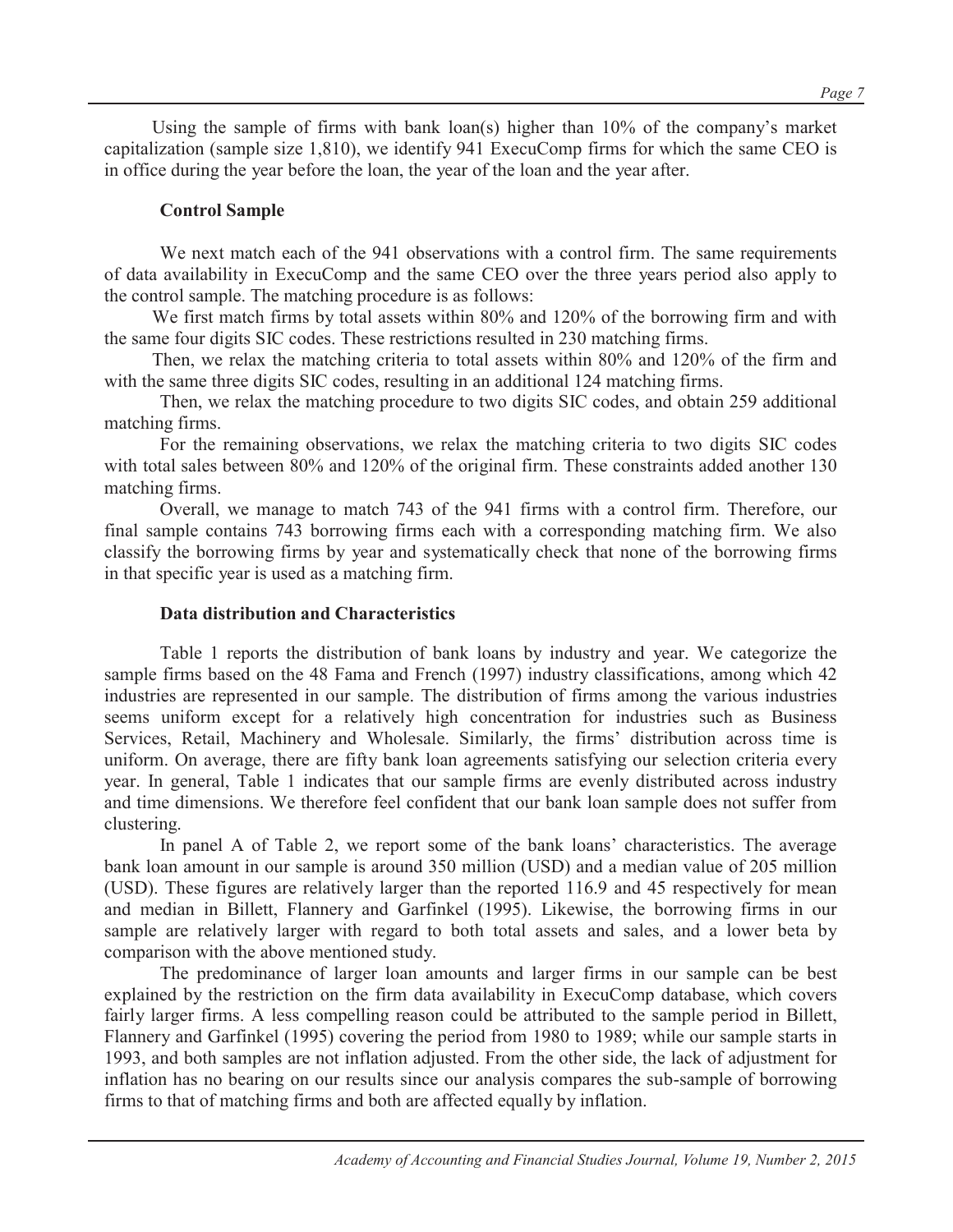Using the sample of firms with bank loan(s) higher than 10% of the company's market capitalization (sample size 1,810), we identify 941 ExecuComp firms for which the same CEO is in office during the year before the loan, the year of the loan and the year after.

### Control Sample

We next match each of the 941 observations with a control firm. The same requirements of data availability in ExecuComp and the same CEO over the three years period also apply to the control sample. The matching procedure is as follows:

We first match firms by total assets within 80% and 120% of the borrowing firm and with the same four digits SIC codes. These restrictions resulted in 230 matching firms.

Then, we relax the matching criteria to total assets within 80% and 120% of the firm and with the same three digits SIC codes, resulting in an additional 124 matching firms.

Then, we relax the matching procedure to two digits SIC codes, and obtain 259 additional matching firms.

For the remaining observations, we relax the matching criteria to two digits SIC codes with total sales between 80% and 120% of the original firm. These constraints added another 130 matching firms.

Overall, we manage to match 743 of the 941 firms with a control firm. Therefore, our final sample contains 743 borrowing firms each with a corresponding matching firm. We also classify the borrowing firms by year and systematically check that none of the borrowing firms in that specific year is used as a matching firm.

### Data distribution and Characteristics

Table 1 reports the distribution of bank loans by industry and year. We categorize the sample firms based on the 48 Fama and French (1997) industry classifications, among which 42 industries are represented in our sample. The distribution of firms among the various industries seems uniform except for a relatively high concentration for industries such as Business Services, Retail, Machinery and Wholesale. Similarly, the firms' distribution across time is uniform. On average, there are fifty bank loan agreements satisfying our selection criteria every year. In general, Table 1 indicates that our sample firms are evenly distributed across industry and time dimensions. We therefore feel confident that our bank loan sample does not suffer from clustering.

In panel A of Table 2, we report some of the bank loans' characteristics. The average bank loan amount in our sample is around 350 million (USD) and a median value of 205 million (USD). These figures are relatively larger than the reported 116.9 and 45 respectively for mean and median in Billett, Flannery and Garfinkel (1995). Likewise, the borrowing firms in our sample are relatively larger with regard to both total assets and sales, and a lower beta by comparison with the above mentioned study.

The predominance of larger loan amounts and larger firms in our sample can be best explained by the restriction on the firm data availability in ExecuComp database, which covers fairly larger firms. A less compelling reason could be attributed to the sample period in Billett, Flannery and Garfinkel (1995) covering the period from 1980 to 1989; while our sample starts in 1993, and both samples are not inflation adjusted. From the other side, the lack of adjustment for inflation has no bearing on our results since our analysis compares the sub-sample of borrowing firms to that of matching firms and both are affected equally by inflation.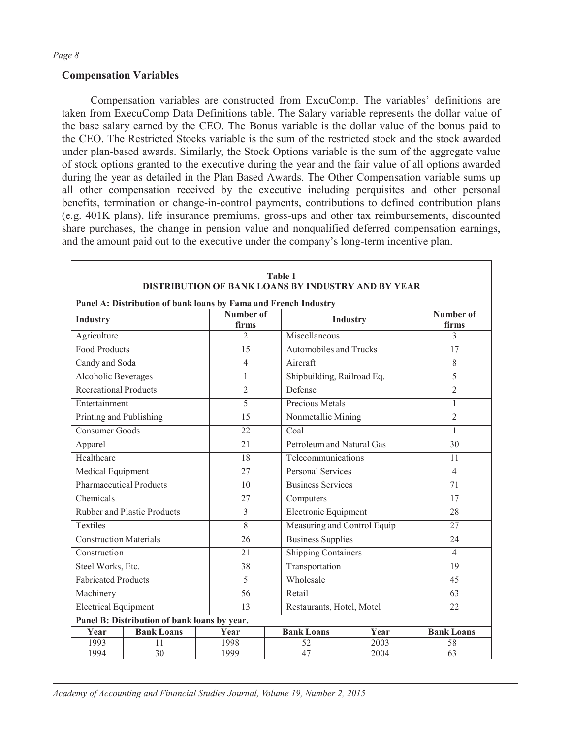## Compensation Variables

Compensation variables are constructed from ExcuComp. The variables' definitions are taken from ExecuComp Data Definitions table. The Salary variable represents the dollar value of the base salary earned by the CEO. The Bonus variable is the dollar value of the bonus paid to the CEO. The Restricted Stocks variable is the sum of the restricted stock and the stock awarded under plan-based awards. Similarly, the Stock Options variable is the sum of the aggregate value of stock options granted to the executive during the year and the fair value of all options awarded during the year as detailed in the Plan Based Awards. The Other Compensation variable sums up all other compensation received by the executive including perquisites and other personal benefits, termination or change-in-control payments, contributions to defined contribution plans (e.g. 401K plans), life insurance premiums, gross-ups and other tax reimbursements, discounted share purchases, the change in pension value and nonqualified deferred compensation earnings, and the amount paid out to the executive under the company's long-term incentive plan.

**Table 1**
**DISTRIBUTION OF BANK LOANS BY INDUSTRY AND BY YEAR**

**Panel A: Distribution of bank loans by Fama and French Industry**

| Industry | Number of firms | Industry | Number of firms |
|---|---|---|---|
| Agriculture | 2 | Miscellaneous | 3 |
| Food Products | 15 | Automobiles and Trucks | 17 |
| Candy and Soda | 4 | Aircraft | 8 |
| Alcoholic Beverages | 1 | Shipbuilding, Railroad Eq. | 5 |
| Recreational Products | 2 | Defense | 2 |
| Entertainment | 5 | Precious Metals | 1 |
| Printing and Publishing | 15 | Nonmetallic Mining | 2 |
| Consumer Goods | 22 | Coal | 1 |
| Apparel | 21 | Petroleum and Natural Gas | 30 |
| Healthcare | 18 | Telecommunications | 11 |
| Medical Equipment | 27 | Personal Services | 4 |
| Pharmaceutical Products | 10 | Business Services | 71 |
| Chemicals | 27 | Computers | 17 |
| Rubber and Plastic Products | 3 | Electronic Equipment | 28 |
| Textiles | 8 | Measuring and Control Equip | 27 |
| Construction Materials | 26 | Business Supplies | 24 |
| Construction | 21 | Shipping Containers | 4 |
| Steel Works, Etc. | 38 | Transportation | 19 |
| Fabricated Products | 5 | Wholesale | 45 |
| Machinery | 56 | Retail | 63 |
| Electrical Equipment | 13 | Restaurants, Hotel, Motel | 22 |

**Panel B: Distribution of bank loans by year.**

| Year | Bank Loans | Year | Bank Loans | Year | Bank Loans |
|---|---|---|---|---|---|
| 1993 | 11 | 1998 | 52 | 2003 | 58 |
| 1994 | 30 | 1999 | 47 | 2004 | 63 |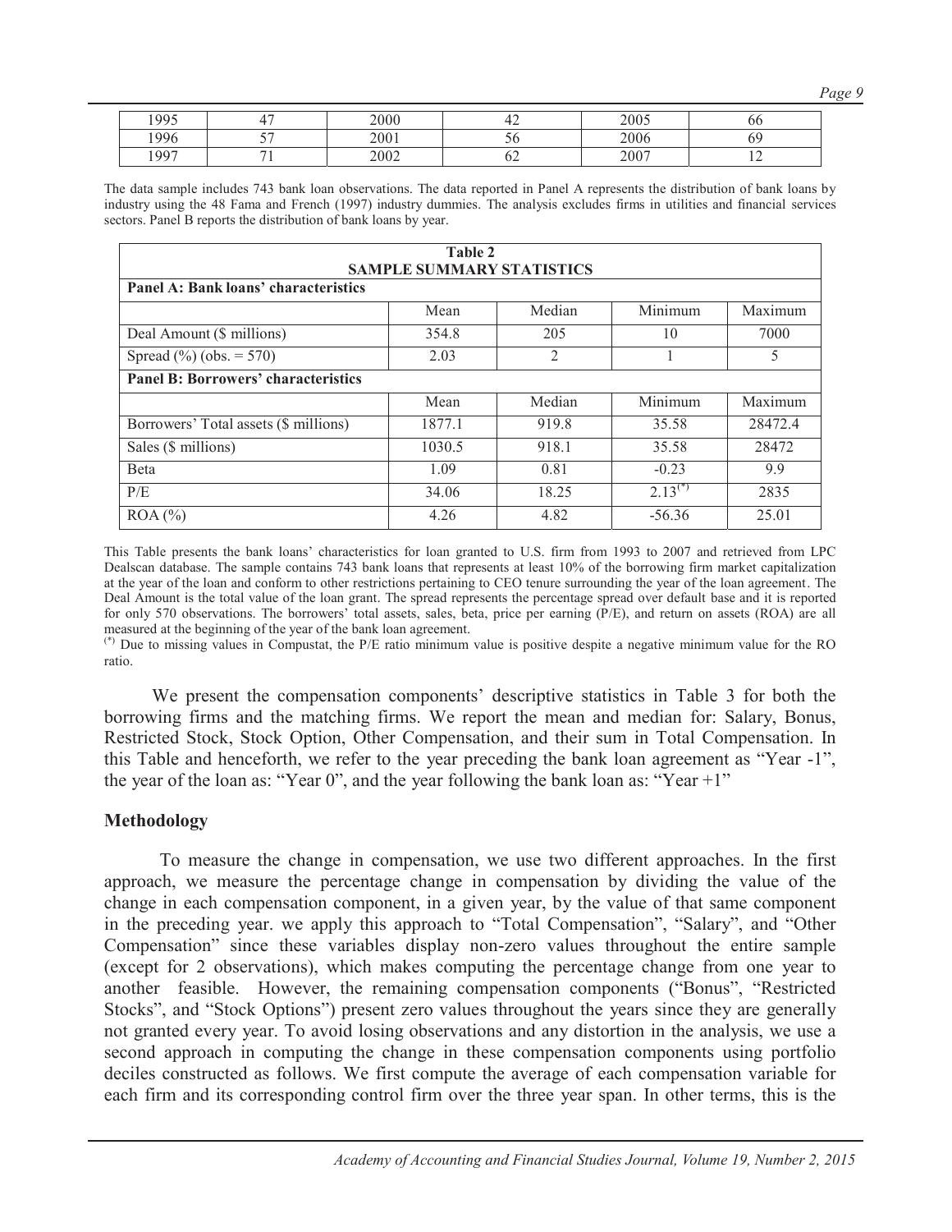| 1995 | 47 | 2000 | 42 | 2005 | 66 |
|---|---|---|---|---|---|
| 1996 | 57 | 2001 | 56 | 2006 | 69 |
| 1997 | 71 | 2002 | 62 | 2007 | 12 |

The data sample includes 743 bank loan observations. The data reported in Panel A represents the distribution of bank loans by industry using the 48 Fama and French (1997) industry dummies. The analysis excludes firms in utilities and financial services sectors. Panel B reports the distribution of bank loans by year.

**Table 2**
**SAMPLE SUMMARY STATISTICS**

| **Panel A: Bank loans' characteristics** | | | | |
|---|---|---|---|---|
| | Mean | Median | Minimum | Maximum |
| Deal Amount ($ millions) | 354.8 | 205 | 10 | 7000 |
| Spread (%) (obs. = 570) | 2.03 | 2 | 1 | 5 |
| **Panel B: Borrowers' characteristics** | | | | |
| | Mean | Median | Minimum | Maximum |
| Borrowers' Total assets ($ millions) | 1877.1 | 919.8 | 35.58 | 28472.4 |
| Sales ($ millions) | 1030.5 | 918.1 | 35.58 | 28472 |
| Beta | 1.09 | 0.81 | -0.23 | 9.9 |
| P/E | 34.06 | 18.25 | 2.13(*) | 2835 |
| ROA (%) | 4.26 | 4.82 | -56.36 | 25.01 |

This Table presents the bank loans' characteristics for loan granted to U.S. firm from 1993 to 2007 and retrieved from LPC Dealscan database. The sample contains 743 bank loans that represents at least 10% of the borrowing firm market capitalization at the year of the loan and conform to other restrictions pertaining to CEO tenure surrounding the year of the loan agreement. The Deal Amount is the total value of the loan grant. The spread represents the percentage spread over default base and it is reported for only 570 observations. The borrowers' total assets, sales, beta, price per earning (P/E), and return on assets (ROA) are all measured at the beginning of the year of the bank loan agreement.

(*) Due to missing values in Compustat, the P/E ratio minimum value is positive despite a negative minimum value for the RO ratio.

We present the compensation components' descriptive statistics in Table 3 for both the borrowing firms and the matching firms. We report the mean and median for: Salary, Bonus, Restricted Stock, Stock Option, Other Compensation, and their sum in Total Compensation. In this Table and henceforth, we refer to the year preceding the bank loan agreement as "Year -1", the year of the loan as: "Year 0", and the year following the bank loan as: "Year +1"

## Methodology

To measure the change in compensation, we use two different approaches. In the first approach, we measure the percentage change in compensation by dividing the value of the change in each compensation component, in a given year, by the value of that same component in the preceding year. we apply this approach to "Total Compensation", "Salary", and "Other Compensation" since these variables display non-zero values throughout the entire sample (except for 2 observations), which makes computing the percentage change from one year to another feasible. However, the remaining compensation components ("Bonus", "Restricted Stocks", and "Stock Options") present zero values throughout the years since they are generally not granted every year. To avoid losing observations and any distortion in the analysis, we use a second approach in computing the change in these compensation components using portfolio deciles constructed as follows. We first compute the average of each compensation variable for each firm and its corresponding control firm over the three year span. In other terms, this is the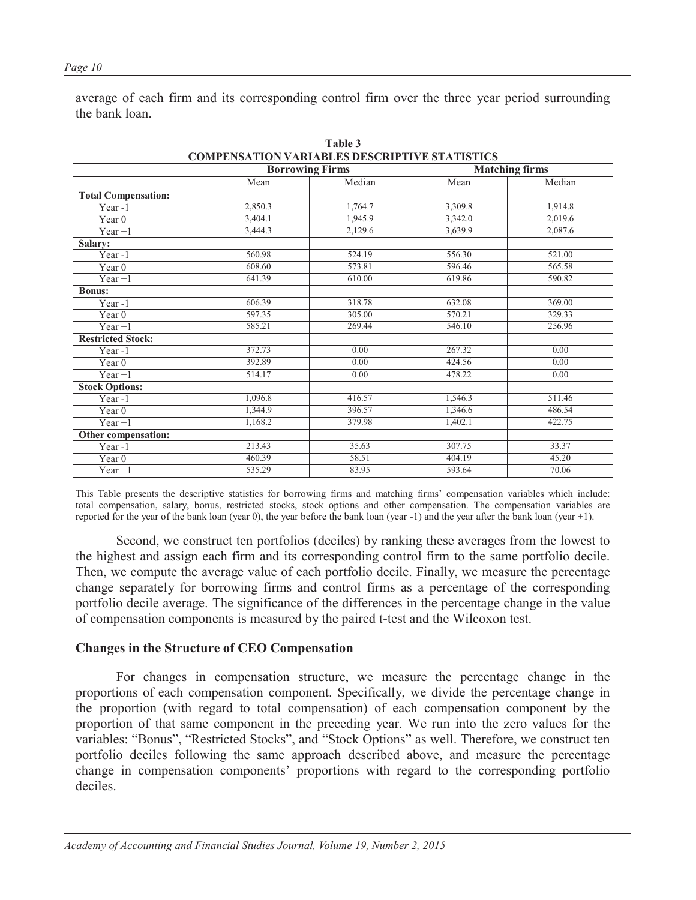average of each firm and its corresponding control firm over the three year period surrounding the bank loan.

| Table 3 COMPENSATION VARIABLES DESCRIPTIVE STATISTICS | | | | |
|---|---|---|---|---|
| | **Borrowing Firms** | | **Matching firms** | |
| | Mean | Median | Mean | Median |
| **Total Compensation:** | | | | |
| Year -1 | 2,850.3 | 1,764.7 | 3,309.8 | 1,914.8 |
| Year 0 | 3,404.1 | 1,945.9 | 3,342.0 | 2,019.6 |
| Year +1 | 3,444.3 | 2,129.6 | 3,639.9 | 2,087.6 |
| **Salary:** | | | | |
| Year -1 | 560.98 | 524.19 | 556.30 | 521.00 |
| Year 0 | 608.60 | 573.81 | 596.46 | 565.58 |
| Year +1 | 641.39 | 610.00 | 619.86 | 590.82 |
| **Bonus:** | | | | |
| Year -1 | 606.39 | 318.78 | 632.08 | 369.00 |
| Year 0 | 597.35 | 305.00 | 570.21 | 329.33 |
| Year +1 | 585.21 | 269.44 | 546.10 | 256.96 |
| **Restricted Stock:** | | | | |
| Year -1 | 372.73 | 0.00 | 267.32 | 0.00 |
| Year 0 | 392.89 | 0.00 | 424.56 | 0.00 |
| Year +1 | 514.17 | 0.00 | 478.22 | 0.00 |
| **Stock Options:** | | | | |
| Year -1 | 1,096.8 | 416.57 | 1,546.3 | 511.46 |
| Year 0 | 1,344.9 | 396.57 | 1,346.6 | 486.54 |
| Year +1 | 1,168.2 | 379.98 | 1,402.1 | 422.75 |
| **Other compensation:** | | | | |
| Year -1 | 213.43 | 35.63 | 307.75 | 33.37 |
| Year 0 | 460.39 | 58.51 | 404.19 | 45.20 |
| Year +1 | 535.29 | 83.95 | 593.64 | 70.06 |

This Table presents the descriptive statistics for borrowing firms and matching firms' compensation variables which include: total compensation, salary, bonus, restricted stocks, stock options and other compensation. The compensation variables are reported for the year of the bank loan (year 0), the year before the bank loan (year -1) and the year after the bank loan (year +1).

Second, we construct ten portfolios (deciles) by ranking these averages from the lowest to the highest and assign each firm and its corresponding control firm to the same portfolio decile. Then, we compute the average value of each portfolio decile. Finally, we measure the percentage change separately for borrowing firms and control firms as a percentage of the corresponding portfolio decile average. The significance of the differences in the percentage change in the value of compensation components is measured by the paired t-test and the Wilcoxon test.

## Changes in the Structure of CEO Compensation

For changes in compensation structure, we measure the percentage change in the proportions of each compensation component. Specifically, we divide the percentage change in the proportion (with regard to total compensation) of each compensation component by the proportion of that same component in the preceding year. We run into the zero values for the variables: "Bonus", "Restricted Stocks", and "Stock Options" as well. Therefore, we construct ten portfolio deciles following the same approach described above, and measure the percentage change in compensation components' proportions with regard to the corresponding portfolio deciles.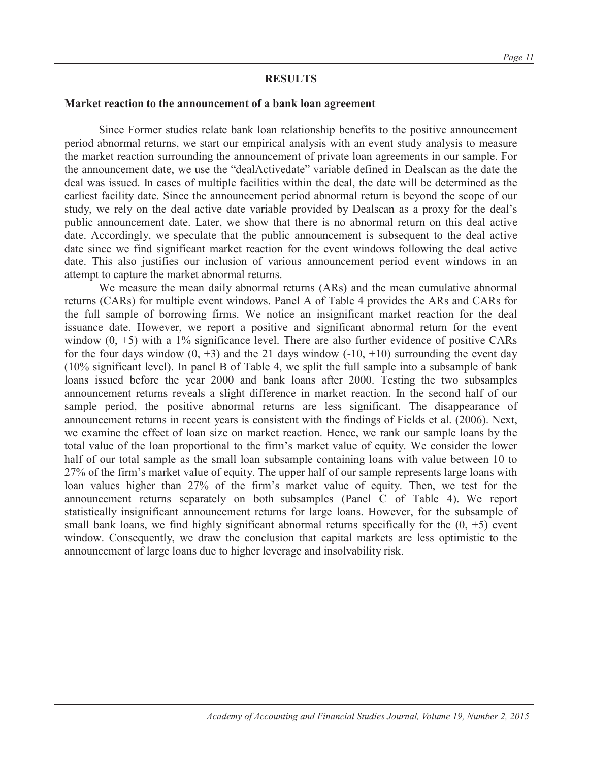## RESULTS

### Market reaction to the announcement of a bank loan agreement

Since Former studies relate bank loan relationship benefits to the positive announcement period abnormal returns, we start our empirical analysis with an event study analysis to measure the market reaction surrounding the announcement of private loan agreements in our sample. For the announcement date, we use the "dealActivedate" variable defined in Dealscan as the date the deal was issued. In cases of multiple facilities within the deal, the date will be determined as the earliest facility date. Since the announcement period abnormal return is beyond the scope of our study, we rely on the deal active date variable provided by Dealscan as a proxy for the deal's public announcement date. Later, we show that there is no abnormal return on this deal active date. Accordingly, we speculate that the public announcement is subsequent to the deal active date since we find significant market reaction for the event windows following the deal active date. This also justifies our inclusion of various announcement period event windows in an attempt to capture the market abnormal returns.

We measure the mean daily abnormal returns (ARs) and the mean cumulative abnormal returns (CARs) for multiple event windows. Panel A of Table 4 provides the ARs and CARs for the full sample of borrowing firms. We notice an insignificant market reaction for the deal issuance date. However, we report a positive and significant abnormal return for the event window (0, +5) with a 1% significance level. There are also further evidence of positive CARs for the four days window (0, +3) and the 21 days window (-10, +10) surrounding the event day (10% significant level). In panel B of Table 4, we split the full sample into a subsample of bank loans issued before the year 2000 and bank loans after 2000. Testing the two subsamples announcement returns reveals a slight difference in market reaction. In the second half of our sample period, the positive abnormal returns are less significant. The disappearance of announcement returns in recent years is consistent with the findings of Fields et al. (2006). Next, we examine the effect of loan size on market reaction. Hence, we rank our sample loans by the total value of the loan proportional to the firm's market value of equity. We consider the lower half of our total sample as the small loan subsample containing loans with value between 10 to 27% of the firm's market value of equity. The upper half of our sample represents large loans with loan values higher than 27% of the firm's market value of equity. Then, we test for the announcement returns separately on both subsamples (Panel C of Table 4). We report statistically insignificant announcement returns for large loans. However, for the subsample of small bank loans, we find highly significant abnormal returns specifically for the (0, +5) event window. Consequently, we draw the conclusion that capital markets are less optimistic to the announcement of large loans due to higher leverage and insolvability risk.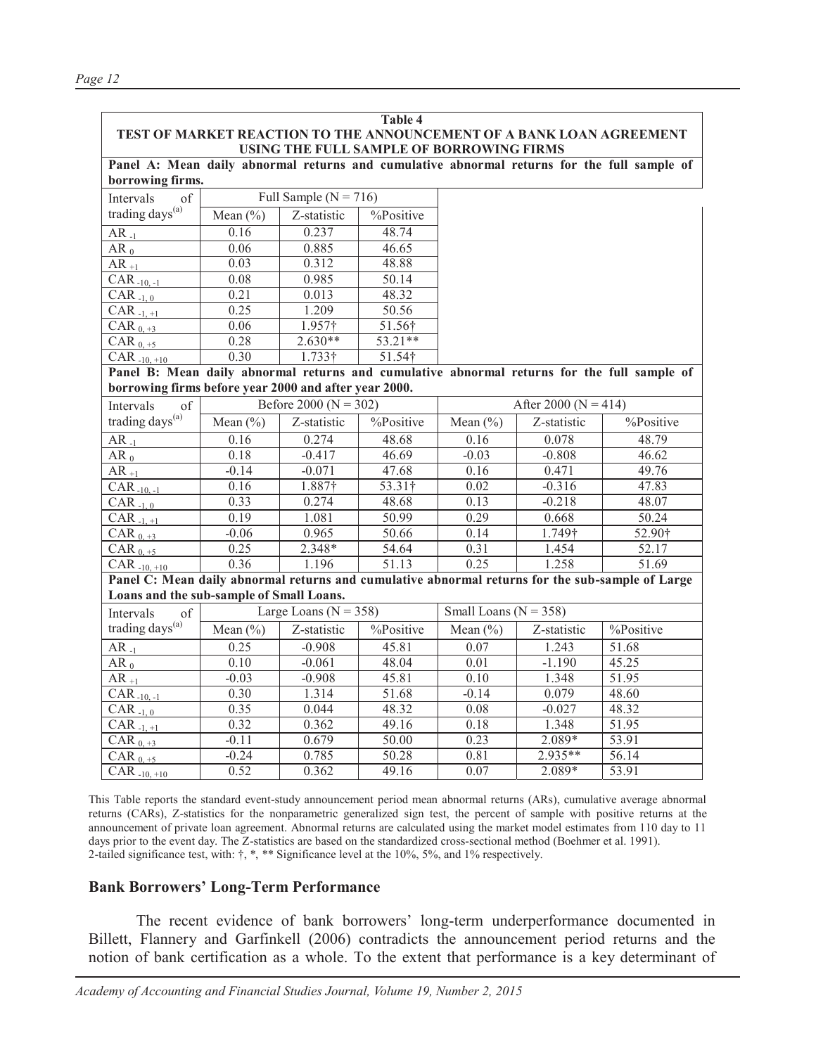**Table 4**
**TEST OF MARKET REACTION TO THE ANNOUNCEMENT OF A BANK LOAN AGREEMENT USING THE FULL SAMPLE OF BORROWING FIRMS**

**Panel A: Mean daily abnormal returns and cumulative abnormal returns for the full sample of borrowing firms.**

| Intervals of trading days[(a)] | Full Sample (N = 716) | | |
|---|---|---|---|
| | Mean (%) | Z-statistic | %Positive |
| $AR_{-1}$ | 0.16 | 0.237 | 48.74 |
| $AR_{0}$ | 0.06 | 0.885 | 46.65 |
| $AR_{+1}$ | 0.03 | 0.312 | 48.88 |
| $CAR_{-10,-1}$ | 0.08 | 0.985 | 50.14 |
| $CAR_{-1,0}$ | 0.21 | 0.013 | 48.32 |
| $CAR_{-1,+1}$ | 0.25 | 1.209 | 50.56 |
| $CAR_{0,+3}$ | 0.06 | 1.957† | 51.56† |
| $CAR_{0,+5}$ | 0.28 | 2.630** | 53.21** |
| $CAR_{-10,+10}$ | 0.30 | 1.733† | 51.54† |

**Panel B: Mean daily abnormal returns and cumulative abnormal returns for the full sample of borrowing firms before year 2000 and after year 2000.**

| Intervals of trading days[(a)] | Before 2000 (N = 302) | | | After 2000 (N = 414) | | |
|---|---|---|---|---|---|---|
| | Mean (%) | Z-statistic | %Positive | Mean (%) | Z-statistic | %Positive |
| $AR_{-1}$ | 0.16 | 0.274 | 48.68 | 0.16 | 0.078 | 48.79 |
| $AR_{0}$ | 0.18 | -0.417 | 46.69 | -0.03 | -0.808 | 46.62 |
| $AR_{+1}$ | -0.14 | -0.071 | 47.68 | 0.16 | 0.471 | 49.76 |
| $CAR_{-10,-1}$ | 0.16 | 1.887† | 53.31† | 0.02 | -0.316 | 47.83 |
| $CAR_{-1,0}$ | 0.33 | 0.274 | 48.68 | 0.13 | -0.218 | 48.07 |
| $CAR_{-1,+1}$ | 0.19 | 1.081 | 50.99 | 0.29 | 0.668 | 50.24 |
| $CAR_{0,+3}$ | -0.06 | 0.965 | 50.66 | 0.14 | 1.749† | 52.90† |
| $CAR_{0,+5}$ | 0.25 | 2.348* | 54.64 | 0.31 | 1.454 | 52.17 |
| $CAR_{-10,+10}$ | 0.36 | 1.196 | 51.13 | 0.25 | 1.258 | 51.69 |

**Panel C: Mean daily abnormal returns and cumulative abnormal returns for the sub-sample of Large Loans and the sub-sample of Small Loans.**

| Intervals of trading days[(a)] | Large Loans (N = 358) | | | Small Loans (N = 358) | | |
|---|---|---|---|---|---|---|
| | Mean (%) | Z-statistic | %Positive | Mean (%) | Z-statistic | %Positive |
| $AR_{-1}$ | 0.25 | -0.908 | 45.81 | 0.07 | 1.243 | 51.68 |
| $AR_{0}$ | 0.10 | -0.061 | 48.04 | 0.01 | -1.190 | 45.25 |
| $AR_{+1}$ | -0.03 | -0.908 | 45.81 | 0.10 | 1.348 | 51.95 |
| $CAR_{-10,-1}$ | 0.30 | 1.314 | 51.68 | -0.14 | 0.079 | 48.60 |
| $CAR_{-1,0}$ | 0.35 | 0.044 | 48.32 | 0.08 | -0.027 | 48.32 |
| $CAR_{-1,+1}$ | 0.32 | 0.362 | 49.16 | 0.18 | 1.348 | 51.95 |
| $CAR_{0,+3}$ | -0.11 | 0.679 | 50.00 | 0.23 | 2.089* | 53.91 |
| $CAR_{0,+5}$ | -0.24 | 0.785 | 50.28 | 0.81 | 2.935** | 56.14 |
| $CAR_{-10,+10}$ | 0.52 | 0.362 | 49.16 | 0.07 | 2.089* | 53.91 |

This Table reports the standard event-study announcement period mean abnormal returns (ARs), cumulative average abnormal returns (CARs), Z-statistics for the nonparametric generalized sign test, the percent of sample with positive returns at the announcement of private loan agreement. Abnormal returns are calculated using the market model estimates from 110 day to 11 days prior to the event day. The Z-statistics are based on the standardized cross-sectional method (Boehmer et al. 1991). 2-tailed significance test, with: †, *, ** Significance level at the 10%, 5%, and 1% respectively.

### Bank Borrowers' Long-Term Performance

The recent evidence of bank borrowers' long-term underperformance documented in Billett, Flannery and Garfinkell (2006) contradicts the announcement period returns and the notion of bank certification as a whole. To the extent that performance is a key determinant of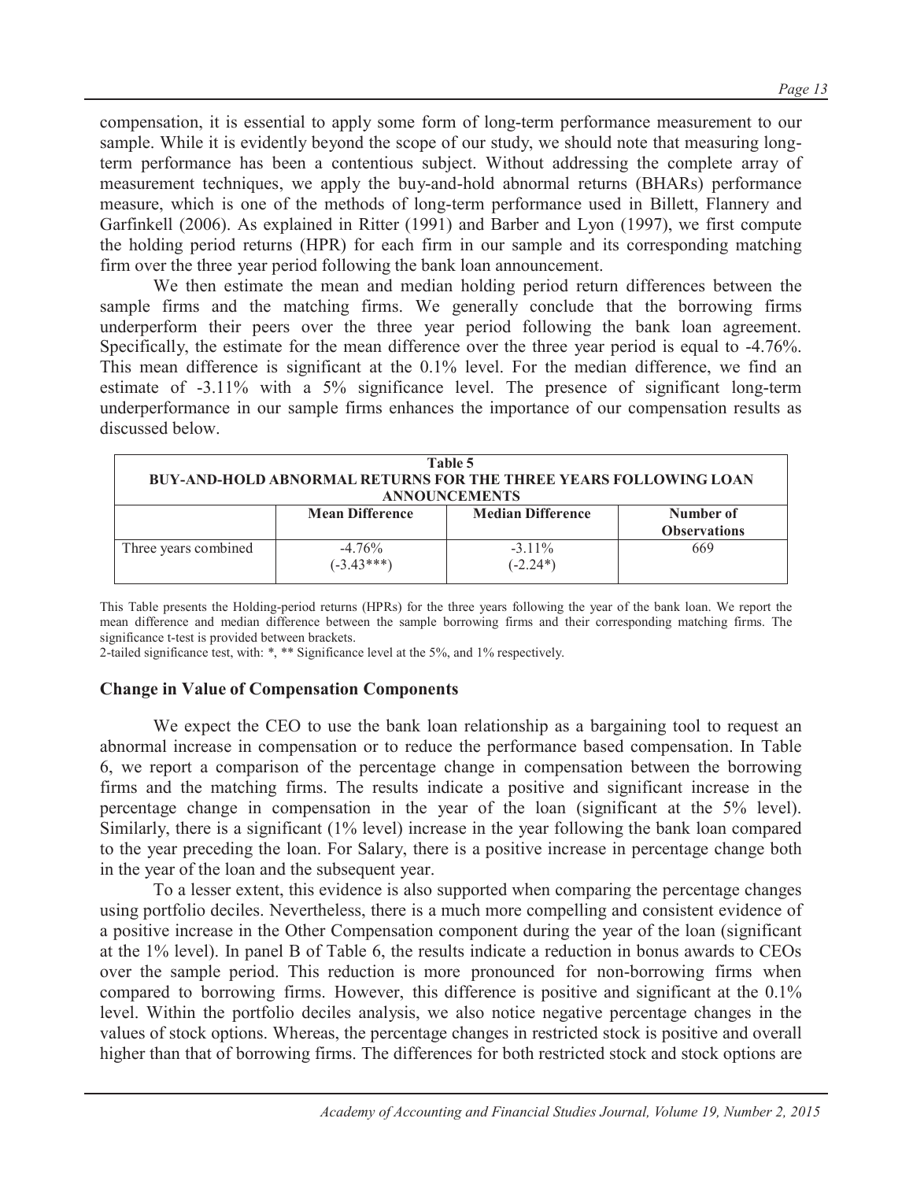compensation, it is essential to apply some form of long-term performance measurement to our sample. While it is evidently beyond the scope of our study, we should note that measuring long-term performance has been a contentious subject. Without addressing the complete array of measurement techniques, we apply the buy-and-hold abnormal returns (BHARs) performance measure, which is one of the methods of long-term performance used in Billett, Flannery and Garfinkell (2006). As explained in Ritter (1991) and Barber and Lyon (1997), we first compute the holding period returns (HPR) for each firm in our sample and its corresponding matching firm over the three year period following the bank loan announcement.

We then estimate the mean and median holding period return differences between the sample firms and the matching firms. We generally conclude that the borrowing firms underperform their peers over the three year period following the bank loan agreement. Specifically, the estimate for the mean difference over the three year period is equal to -4.76%. This mean difference is significant at the 0.1% level. For the median difference, we find an estimate of -3.11% with a 5% significance level. The presence of significant long-term underperformance in our sample firms enhances the importance of our compensation results as discussed below.

**Table 5**
**BUY-AND-HOLD ABNORMAL RETURNS FOR THE THREE YEARS FOLLOWING LOAN ANNOUNCEMENTS**

| | Mean Difference | Median Difference | Number of Observations |
|---|---|---|---|
| Three years combined | -4.76% (-3.43***) | -3.11% (-2.24*) | 669 |

This Table presents the Holding-period returns (HPRs) for the three years following the year of the bank loan. We report the mean difference and median difference between the sample borrowing firms and their corresponding matching firms. The significance t-test is provided between brackets.
2-tailed significance test, with: *, ** Significance level at the 5%, and 1% respectively.

## Change in Value of Compensation Components

We expect the CEO to use the bank loan relationship as a bargaining tool to request an abnormal increase in compensation or to reduce the performance based compensation. In Table 6, we report a comparison of the percentage change in compensation between the borrowing firms and the matching firms. The results indicate a positive and significant increase in the percentage change in compensation in the year of the loan (significant at the 5% level). Similarly, there is a significant (1% level) increase in the year following the bank loan compared to the year preceding the loan. For Salary, there is a positive increase in percentage change both in the year of the loan and the subsequent year.

To a lesser extent, this evidence is also supported when comparing the percentage changes using portfolio deciles. Nevertheless, there is a much more compelling and consistent evidence of a positive increase in the Other Compensation component during the year of the loan (significant at the 1% level). In panel B of Table 6, the results indicate a reduction in bonus awards to CEOs over the sample period. This reduction is more pronounced for non-borrowing firms when compared to borrowing firms. However, this difference is positive and significant at the 0.1% level. Within the portfolio deciles analysis, we also notice negative percentage changes in the values of stock options. Whereas, the percentage changes in restricted stock is positive and overall higher than that of borrowing firms. The differences for both restricted stock and stock options are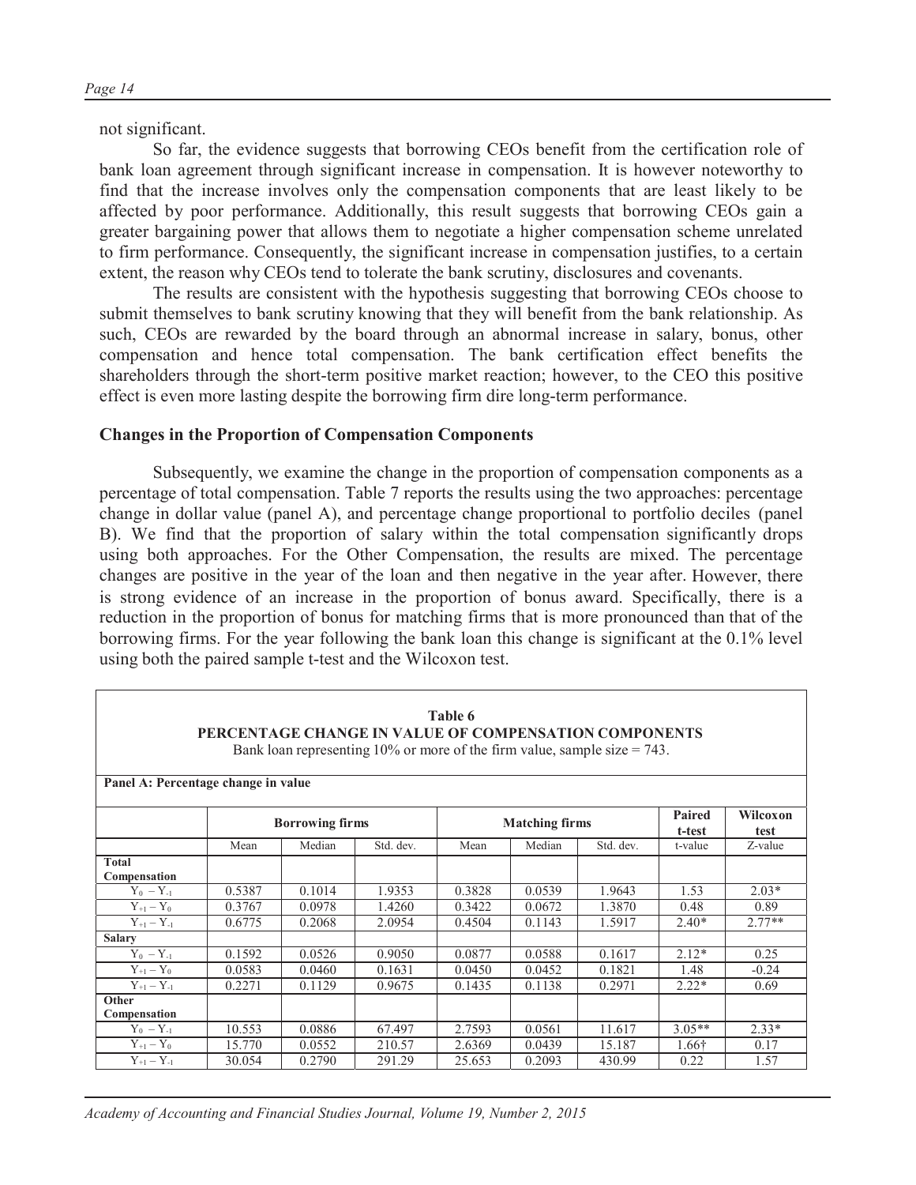not significant.

So far, the evidence suggests that borrowing CEOs benefit from the certification role of bank loan agreement through significant increase in compensation. It is however noteworthy to find that the increase involves only the compensation components that are least likely to be affected by poor performance. Additionally, this result suggests that borrowing CEOs gain a greater bargaining power that allows them to negotiate a higher compensation scheme unrelated to firm performance. Consequently, the significant increase in compensation justifies, to a certain extent, the reason why CEOs tend to tolerate the bank scrutiny, disclosures and covenants.

The results are consistent with the hypothesis suggesting that borrowing CEOs choose to submit themselves to bank scrutiny knowing that they will benefit from the bank relationship. As such, CEOs are rewarded by the board through an abnormal increase in salary, bonus, other compensation and hence total compensation. The bank certification effect benefits the shareholders through the short-term positive market reaction; however, to the CEO this positive effect is even more lasting despite the borrowing firm dire long-term performance.

### Changes in the Proportion of Compensation Components

Subsequently, we examine the change in the proportion of compensation components as a percentage of total compensation. Table 7 reports the results using the two approaches: percentage change in dollar value (panel A), and percentage change proportional to portfolio deciles (panel B). We find that the proportion of salary within the total compensation significantly drops using both approaches. For the Other Compensation, the results are mixed. The percentage changes are positive in the year of the loan and then negative in the year after. However, there is strong evidence of an increase in the proportion of bonus award. Specifically, there is a reduction in the proportion of bonus for matching firms that is more pronounced than that of the borrowing firms. For the year following the bank loan this change is significant at the 0.1% level using both the paired sample t-test and the Wilcoxon test.

**Table 6**
**PERCENTAGE CHANGE IN VALUE OF COMPENSATION COMPONENTS**
Bank loan representing 10% or more of the firm value, sample size = 743.

**Panel A: Percentage change in value**

| | Borrowing firms | | | Matching firms | | | Paired t-test | Wilcoxon test |
|---|---|---|---|---|---|---|---|---|
| | Mean | Median | Std. dev. | Mean | Median | Std. dev. | t-value | Z-value |
| **Total Compensation** | | | | | | | | |
| $Y_0 - Y_{-1}$ | 0.5387 | 0.1014 | 1.9353 | 0.3828 | 0.0539 | 1.9643 | 1.53 | 2.03* |
| $Y_{+1} - Y_0$ | 0.3767 | 0.0978 | 1.4260 | 0.3422 | 0.0672 | 1.3870 | 0.48 | 0.89 |
| $Y_{+1} - Y_{-1}$ | 0.6775 | 0.2068 | 2.0954 | 0.4504 | 0.1143 | 1.5917 | 2.40* | 2.77** |
| **Salary** | | | | | | | | |
| $Y_0 - Y_{-1}$ | 0.1592 | 0.0526 | 0.9050 | 0.0877 | 0.0588 | 0.1617 | 2.12* | 0.25 |
| $Y_{+1} - Y_0$ | 0.0583 | 0.0460 | 0.1631 | 0.0450 | 0.0452 | 0.1821 | 1.48 | -0.24 |
| $Y_{+1} - Y_{-1}$ | 0.2271 | 0.1129 | 0.9675 | 0.1435 | 0.1138 | 0.2971 | 2.22* | 0.69 |
| **Other Compensation** | | | | | | | | |
| $Y_0 - Y_{-1}$ | 10.553 | 0.0886 | 67.497 | 2.7593 | 0.0561 | 11.617 | 3.05** | 2.33* |
| $Y_{+1} - Y_0$ | 15.770 | 0.0552 | 210.57 | 2.6369 | 0.0439 | 15.187 | 1.66† | 0.17 |
| $Y_{+1} - Y_{-1}$ | 30.054 | 0.2790 | 291.29 | 25.653 | 0.2093 | 430.99 | 0.22 | 1.57 |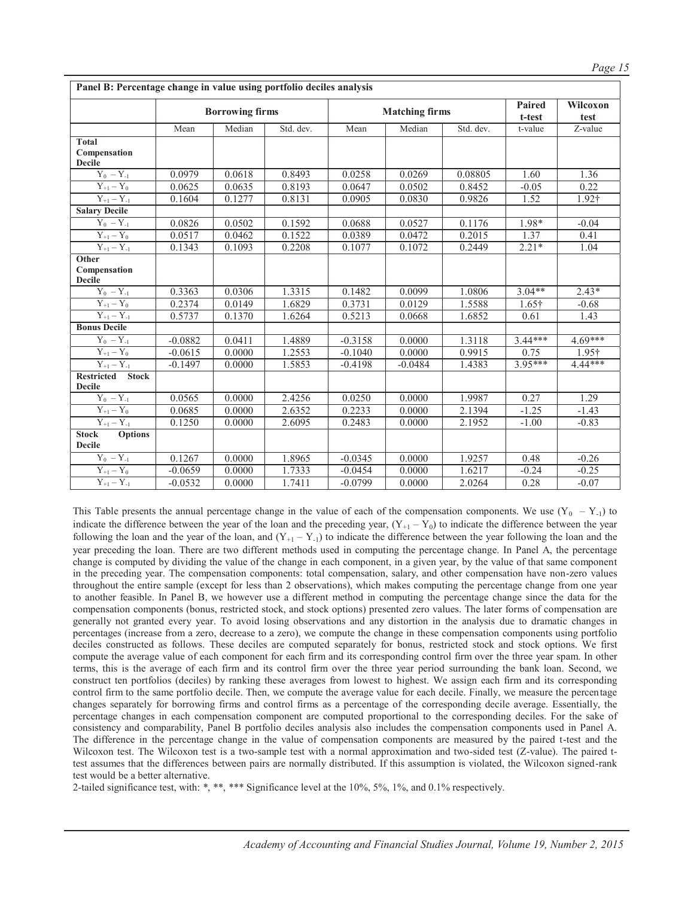| Panel B: Percentage change in value using portfolio deciles analysis | | | | | | | | |
|---|---|---|---|---|---|---|---|---|
| | Borrowing firms | | | Matching firms | | | Paired t-test | Wilcoxon test |
| | Mean | Median | Std. dev. | Mean | Median | Std. dev. | t-value | Z-value |
| **Total Compensation Decile** | | | | | | | | |
| $Y_0 - Y_{-1}$ | 0.0979 | 0.0618 | 0.8493 | 0.0258 | 0.0269 | 0.08805 | 1.60 | 1.36 |
| $Y_{+1} - Y_0$ | 0.0625 | 0.0635 | 0.8193 | 0.0647 | 0.0502 | 0.8452 | -0.05 | 0.22 |
| $Y_{+1} - Y_{-1}$ | 0.1604 | 0.1277 | 0.8131 | 0.0905 | 0.0830 | 0.9826 | 1.52 | 1.92† |
| **Salary Decile** | | | | | | | | |
| $Y_0 - Y_{-1}$ | 0.0826 | 0.0502 | 0.1592 | 0.0688 | 0.0527 | 0.1176 | 1.98* | -0.04 |
| $Y_{+1} - Y_0$ | 0.0517 | 0.0462 | 0.1522 | 0.0389 | 0.0472 | 0.2015 | 1.37 | 0.41 |
| $Y_{+1} - Y_{-1}$ | 0.1343 | 0.1093 | 0.2208 | 0.1077 | 0.1072 | 0.2449 | 2.21* | 1.04 |
| **Other Compensation Decile** | | | | | | | | |
| $Y_0 - Y_{-1}$ | 0.3363 | 0.0306 | 1.3315 | 0.1482 | 0.0099 | 1.0806 | 3.04** | 2.43* |
| $Y_{+1} - Y_0$ | 0.2374 | 0.0149 | 1.6829 | 0.3731 | 0.0129 | 1.5588 | 1.65† | -0.68 |
| $Y_{+1} - Y_{-1}$ | 0.5737 | 0.1370 | 1.6264 | 0.5213 | 0.0668 | 1.6852 | 0.61 | 1.43 |
| **Bonus Decile** | | | | | | | | |
| $Y_0 - Y_{-1}$ | -0.0882 | 0.0411 | 1.4889 | -0.3158 | 0.0000 | 1.3118 | 3.44*** | 4.69*** |
| $Y_{+1} - Y_0$ | -0.0615 | 0.0000 | 1.2553 | -0.1040 | 0.0000 | 0.9915 | 0.75 | 1.95† |
| $Y_{+1} - Y_{-1}$ | -0.1497 | 0.0000 | 1.5853 | -0.4198 | -0.0484 | 1.4383 | 3.95*** | 4.44*** |
| **Restricted Stock Decile** | | | | | | | | |
| $Y_0 - Y_{-1}$ | 0.0565 | 0.0000 | 2.4256 | 0.0250 | 0.0000 | 1.9987 | 0.27 | 1.29 |
| $Y_{+1} - Y_0$ | 0.0685 | 0.0000 | 2.6352 | 0.2233 | 0.0000 | 2.1394 | -1.25 | -1.43 |
| $Y_{+1} - Y_{-1}$ | 0.1250 | 0.0000 | 2.6095 | 0.2483 | 0.0000 | 2.1952 | -1.00 | -0.83 |
| **Stock Options Decile** | | | | | | | | |
| $Y_0 - Y_{-1}$ | 0.1267 | 0.0000 | 1.8965 | -0.0345 | 0.0000 | 1.9257 | 0.48 | -0.26 |
| $Y_{+1} - Y_0$ | -0.0659 | 0.0000 | 1.7333 | -0.0454 | 0.0000 | 1.6217 | -0.24 | -0.25 |
| $Y_{+1} - Y_{-1}$ | -0.0532 | 0.0000 | 1.7411 | -0.0799 | 0.0000 | 2.0264 | 0.28 | -0.07 |

This Table presents the annual percentage change in the value of each of the compensation components. We use $(Y_0 - Y_{-1})$ to indicate the difference between the year of the loan and the preceding year, $(Y_{+1} - Y_0)$ to indicate the difference between the year following the loan and the year of the loan, and $(Y_{+1} - Y_{-1})$ to indicate the difference between the year following the loan and the year preceding the loan. There are two different methods used in computing the percentage change. In Panel A, the percentage change is computed by dividing the value of the change in each component, in a given year, by the value of that same component in the preceding year. The compensation components: total compensation, salary, and other compensation have non-zero values throughout the entire sample (except for less than 2 observations), which makes computing the percentage change from one year to another feasible. In Panel B, we however use a different method in computing the percentage change since the data for the compensation components (bonus, restricted stock, and stock options) presented zero values. The later forms of compensation are generally not granted every year. To avoid losing observations and any distortion in the analysis due to dramatic changes in percentages (increase from a zero, decrease to a zero), we compute the change in these compensation components using portfolio deciles constructed as follows. These deciles are computed separately for bonus, restricted stock and stock options. We first compute the average value of each component for each firm and its corresponding control firm over the three year spam. In other terms, this is the average of each firm and its control firm over the three year period surrounding the bank loan. Second, we construct ten portfolios (deciles) by ranking these averages from lowest to highest. We assign each firm and its corresponding control firm to the same portfolio decile. Then, we compute the average value for each decile. Finally, we measure the percentage changes separately for borrowing firms and control firms as a percentage of the corresponding decile average. Essentially, the percentage changes in each compensation component are computed proportional to the corresponding deciles. For the sake of consistency and comparability, Panel B portfolio deciles analysis also includes the compensation components used in Panel A. The difference in the percentage change in the value of compensation components are measured by the paired t-test and the Wilcoxon test. The Wilcoxon test is a two-sample test with a normal approximation and two-sided test (Z-value). The paired t-test assumes that the differences between pairs are normally distributed. If this assumption is violated, the Wilcoxon signed-rank test would be a better alternative.

2-tailed significance test, with: *, **, *** Significance level at the 10%, 5%, 1%, and 0.1% respectively.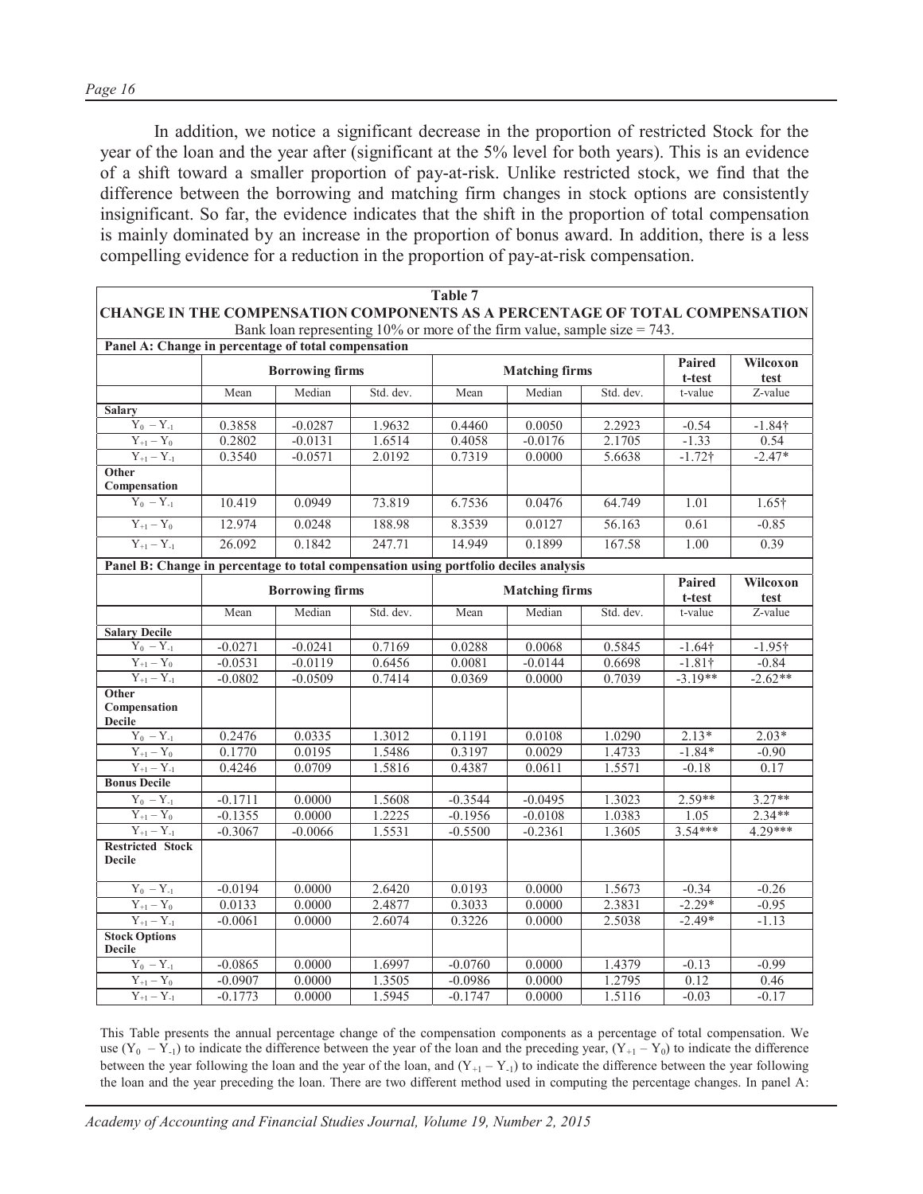In addition, we notice a significant decrease in the proportion of restricted Stock for the year of the loan and the year after (significant at the 5% level for both years). This is an evidence of a shift toward a smaller proportion of pay-at-risk. Unlike restricted stock, we find that the difference between the borrowing and matching firm changes in stock options are consistently insignificant. So far, the evidence indicates that the shift in the proportion of total compensation is mainly dominated by an increase in the proportion of bonus award. In addition, there is a less compelling evidence for a reduction in the proportion of pay-at-risk compensation.

**Table 7**

**CHANGE IN THE COMPENSATION COMPONENTS AS A PERCENTAGE OF TOTAL COMPENSATION**

Bank loan representing 10% or more of the firm value, sample size = 743.

**Panel A: Change in percentage of total compensation**

| | Borrowing firms | | | Matching firms | | | Paired t-test | Wilcoxon test |
|---|---|---|---|---|---|---|---|---|
| | Mean | Median | Std. dev. | Mean | Median | Std. dev. | t-value | Z-value |
| **Salary** | | | | | | | | |
| $Y_0 - Y_{-1}$ | 0.3858 | -0.0287 | 1.9632 | 0.4460 | 0.0050 | 2.2923 | -0.54 | -1.84† |
| $Y_{+1} - Y_0$ | 0.2802 | -0.0131 | 1.6514 | 0.4058 | -0.0176 | 2.1705 | -1.33 | 0.54 |
| $Y_{+1} - Y_{-1}$ | 0.3540 | -0.0571 | 2.0192 | 0.7319 | 0.0000 | 5.6638 | -1.72† | -2.47* |
| **Other Compensation** | | | | | | | | |
| $Y_0 - Y_{-1}$ | 10.419 | 0.0949 | 73.819 | 6.7536 | 0.0476 | 64.749 | 1.01 | 1.65† |
| $Y_{+1} - Y_0$ | 12.974 | 0.0248 | 188.98 | 8.3539 | 0.0127 | 56.163 | 0.61 | -0.85 |
| $Y_{+1} - Y_{-1}$ | 26.092 | 0.1842 | 247.71 | 14.949 | 0.1899 | 167.58 | 1.00 | 0.39 |

**Panel B: Change in percentage to total compensation using portfolio deciles analysis**

| | Borrowing firms | | | Matching firms | | | Paired t-test | Wilcoxon test |
|---|---|---|---|---|---|---|---|---|
| | Mean | Median | Std. dev. | Mean | Median | Std. dev. | t-value | Z-value |
| **Salary Decile** | | | | | | | | |
| $Y_0 - Y_{-1}$ | -0.0271 | -0.0241 | 0.7169 | 0.0288 | 0.0068 | 0.5845 | -1.64† | -1.95† |
| $Y_{+1} - Y_0$ | -0.0531 | -0.0119 | 0.6456 | 0.0081 | -0.0144 | 0.6698 | -1.81† | -0.84 |
| $Y_{+1} - Y_{-1}$ | -0.0802 | -0.0509 | 0.7414 | 0.0369 | 0.0000 | 0.7039 | -3.19** | -2.62** |
| **Other Compensation Decile** | | | | | | | | |
| $Y_0 - Y_{-1}$ | 0.2476 | 0.0335 | 1.3012 | 0.1191 | 0.0108 | 1.0290 | 2.13* | 2.03* |
| $Y_{+1} - Y_0$ | 0.1770 | 0.0195 | 1.5486 | 0.3197 | 0.0029 | 1.4733 | -1.84* | -0.90 |
| $Y_{+1} - Y_{-1}$ | 0.4246 | 0.0709 | 1.5816 | 0.4387 | 0.0611 | 1.5571 | -0.18 | 0.17 |
| **Bonus Decile** | | | | | | | | |
| $Y_0 - Y_{-1}$ | -0.1711 | 0.0000 | 1.5608 | -0.3544 | -0.0495 | 1.3023 | 2.59** | 3.27** |
| $Y_{+1} - Y_0$ | -0.1355 | 0.0000 | 1.2225 | -0.1956 | -0.0108 | 1.0383 | 1.05 | 2.34** |
| $Y_{+1} - Y_{-1}$ | -0.3067 | -0.0066 | 1.5531 | -0.5500 | -0.2361 | 1.3605 | 3.54*** | 4.29*** |
| **Restricted Stock Decile** | | | | | | | | |
| $Y_0 - Y_{-1}$ | -0.0194 | 0.0000 | 2.6420 | 0.0193 | 0.0000 | 1.5673 | -0.34 | -0.26 |
| $Y_{+1} - Y_0$ | 0.0133 | 0.0000 | 2.4877 | 0.3033 | 0.0000 | 2.3831 | -2.29* | -0.95 |
| $Y_{+1} - Y_{-1}$ | -0.0061 | 0.0000 | 2.6074 | 0.3226 | 0.0000 | 2.5038 | -2.49* | -1.13 |
| **Stock Options Decile** | | | | | | | | |
| $Y_0 - Y_{-1}$ | -0.0865 | 0.0000 | 1.6997 | -0.0760 | 0.0000 | 1.4379 | -0.13 | -0.99 |
| $Y_{+1} - Y_0$ | -0.0907 | 0.0000 | 1.3505 | -0.0986 | 0.0000 | 1.2795 | 0.12 | 0.46 |
| $Y_{+1} - Y_{-1}$ | -0.1773 | 0.0000 | 1.5945 | -0.1747 | 0.0000 | 1.5116 | -0.03 | -0.17 |

This Table presents the annual percentage change of the compensation components as a percentage of total compensation. We use ($Y_0 - Y_{-1}$) to indicate the difference between the year of the loan and the preceding year, ($Y_{+1} - Y_0$) to indicate the difference between the year following the loan and the year of the loan, and ($Y_{+1} - Y_{-1}$) to indicate the difference between the year following the loan and the year preceding the loan. There are two different method used in computing the percentage changes. In panel A: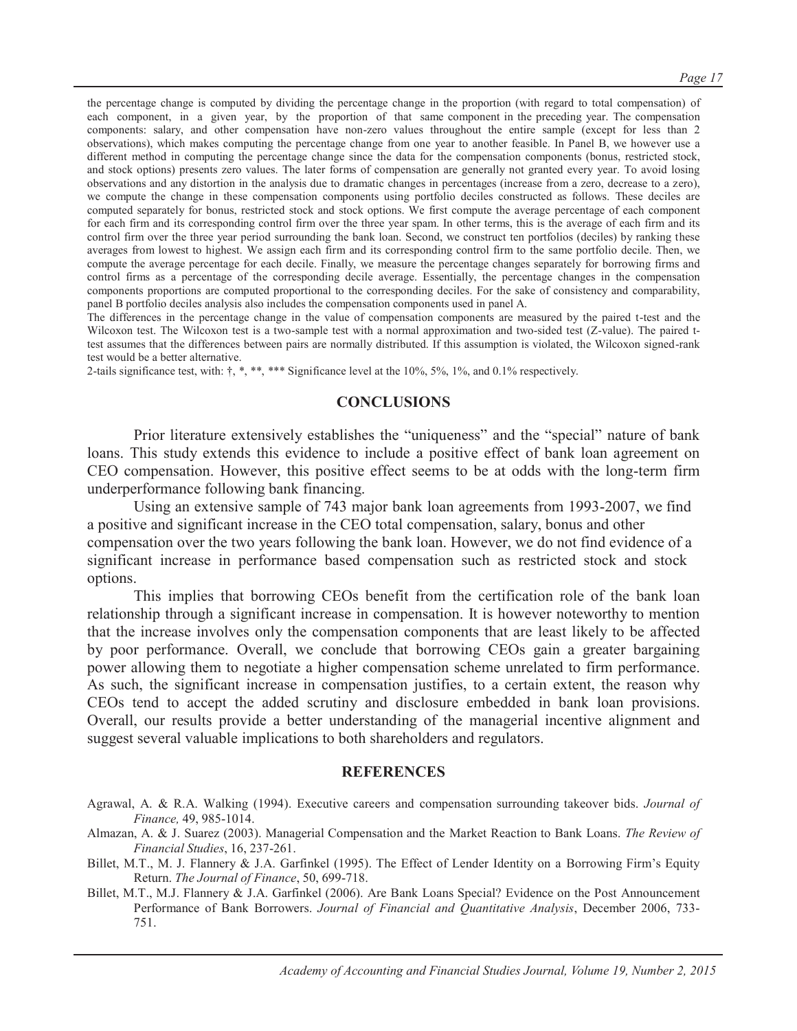the percentage change is computed by dividing the percentage change in the proportion (with regard to total compensation) of each component, in a given year, by the proportion of that same component in the preceding year. The compensation components: salary, and other compensation have non-zero values throughout the entire sample (except for less than 2 observations), which makes computing the percentage change from one year to another feasible. In Panel B, we however use a different method in computing the percentage change since the data for the compensation components (bonus, restricted stock, and stock options) presents zero values. The later forms of compensation are generally not granted every year. To avoid losing observations and any distortion in the analysis due to dramatic changes in percentages (increase from a zero, decrease to a zero), we compute the change in these compensation components using portfolio deciles constructed as follows. These deciles are computed separately for bonus, restricted stock and stock options. We first compute the average percentage of each component for each firm and its corresponding control firm over the three year spam. In other terms, this is the average of each firm and its control firm over the three year period surrounding the bank loan. Second, we construct ten portfolios (deciles) by ranking these averages from lowest to highest. We assign each firm and its corresponding control firm to the same portfolio decile. Then, we compute the average percentage for each decile. Finally, we measure the percentage changes separately for borrowing firms and control firms as a percentage of the corresponding decile average. Essentially, the percentage changes in the compensation components proportions are computed proportional to the corresponding deciles. For the sake of consistency and comparability, panel B portfolio deciles analysis also includes the compensation components used in panel A.

The differences in the percentage change in the value of compensation components are measured by the paired t-test and the Wilcoxon test. The Wilcoxon test is a two-sample test with a normal approximation and two-sided test (Z-value). The paired t-test assumes that the differences between pairs are normally distributed. If this assumption is violated, the Wilcoxon signed-rank test would be a better alternative.

2-tails significance test, with: †, *, **, *** Significance level at the 10%, 5%, 1%, and 0.1% respectively.

## CONCLUSIONS

Prior literature extensively establishes the "uniqueness" and the "special" nature of bank loans. This study extends this evidence to include a positive effect of bank loan agreement on CEO compensation. However, this positive effect seems to be at odds with the long-term firm underperformance following bank financing.

Using an extensive sample of 743 major bank loan agreements from 1993-2007, we find a positive and significant increase in the CEO total compensation, salary, bonus and other compensation over the two years following the bank loan. However, we do not find evidence of a significant increase in performance based compensation such as restricted stock and stock options.

This implies that borrowing CEOs benefit from the certification role of the bank loan relationship through a significant increase in compensation. It is however noteworthy to mention that the increase involves only the compensation components that are least likely to be affected by poor performance. Overall, we conclude that borrowing CEOs gain a greater bargaining power allowing them to negotiate a higher compensation scheme unrelated to firm performance. As such, the significant increase in compensation justifies, to a certain extent, the reason why CEOs tend to accept the added scrutiny and disclosure embedded in bank loan provisions. Overall, our results provide a better understanding of the managerial incentive alignment and suggest several valuable implications to both shareholders and regulators.

## REFERENCES

Agrawal, A. & R.A. Walking (1994). Executive careers and compensation surrounding takeover bids. *Journal of Finance,* 49, 985-1014.

Almazan, A. & J. Suarez (2003). Managerial Compensation and the Market Reaction to Bank Loans. *The Review of Financial Studies*, 16, 237-261.

Billet, M.T., M. J. Flannery & J.A. Garfinkel (1995). The Effect of Lender Identity on a Borrowing Firm's Equity Return. *The Journal of Finance*, 50, 699-718.

Billet, M.T., M.J. Flannery & J.A. Garfinkel (2006). Are Bank Loans Special? Evidence on the Post Announcement Performance of Bank Borrowers. *Journal of Financial and Quantitative Analysis*, December 2006, 733-751.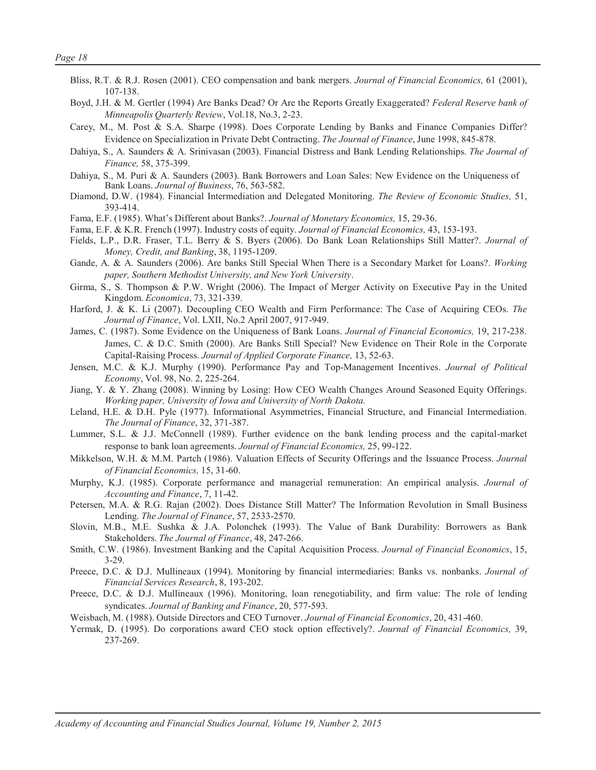Bliss, R.T. & R.J. Rosen (2001). CEO compensation and bank mergers. *Journal of Financial Economics,* 61 (2001), 107-138.

Boyd, J.H. & M. Gertler (1994) Are Banks Dead? Or Are the Reports Greatly Exaggerated? *Federal Reserve bank of Minneapolis Quarterly Review*, Vol.18, No.3, 2-23.

Carey, M., M. Post & S.A. Sharpe (1998). Does Corporate Lending by Banks and Finance Companies Differ? Evidence on Specialization in Private Debt Contracting. *The Journal of Finance*, June 1998, 845-878.

Dahiya, S., A. Saunders & A. Srinivasan (2003). Financial Distress and Bank Lending Relationships. *The Journal of Finance,* 58, 375-399.

Dahiya, S., M. Puri & A. Saunders (2003). Bank Borrowers and Loan Sales: New Evidence on the Uniqueness of Bank Loans. *Journal of Business*, 76, 563-582.

Diamond, D.W. (1984). Financial Intermediation and Delegated Monitoring. *The Review of Economic Studies,* 51, 393-414.

Fama, E.F. (1985). What's Different about Banks?. *Journal of Monetary Economics,* 15, 29-36.

Fama, E.F. & K.R. French (1997). Industry costs of equity. *Journal of Financial Economics,* 43, 153-193.

Fields, L.P., D.R. Fraser, T.L. Berry & S. Byers (2006). Do Bank Loan Relationships Still Matter?. *Journal of Money, Credit, and Banking*, 38, 1195-1209.

Gande, A. & A. Saunders (2006). Are banks Still Special When There is a Secondary Market for Loans?. *Working paper, Southern Methodist University, and New York University*.

Girma, S., S. Thompson & P.W. Wright (2006). The Impact of Merger Activity on Executive Pay in the United Kingdom. *Economica*, 73, 321-339.

Harford, J. & K. Li (2007). Decoupling CEO Wealth and Firm Performance: The Case of Acquiring CEOs. *The Journal of Finance*, Vol. LXII, No.2 April 2007, 917-949.

James, C. (1987). Some Evidence on the Uniqueness of Bank Loans. *Journal of Financial Economics,* 19, 217-238.

James, C. & D.C. Smith (2000). Are Banks Still Special? New Evidence on Their Role in the Corporate Capital-Raising Process. *Journal of Applied Corporate Finance,* 13, 52-63.

Jensen, M.C. & K.J. Murphy (1990). Performance Pay and Top-Management Incentives. *Journal of Political Economy*, Vol. 98, No. 2, 225-264.

Jiang, Y. & Y. Zhang (2008). Winning by Losing: How CEO Wealth Changes Around Seasoned Equity Offerings. *Working paper, University of Iowa and University of North Dakota.*

Leland, H.E. & D.H. Pyle (1977). Informational Asymmetries, Financial Structure, and Financial Intermediation. *The Journal of Finance*, 32, 371-387.

Lummer, S.L. & J.J. McConnell (1989). Further evidence on the bank lending process and the capital-market response to bank loan agreements. *Journal of Financial Economics,* 25, 99-122.

Mikkelson, W.H. & M.M. Partch (1986). Valuation Effects of Security Offerings and the Issuance Process. *Journal of Financial Economics,* 15, 31-60.

Murphy, K.J. (1985). Corporate performance and managerial remuneration: An empirical analysis. *Journal of Accounting and Finance*, 7, 11-42.

Petersen, M.A. & R.G. Rajan (2002). Does Distance Still Matter? The Information Revolution in Small Business Lending. *The Journal of Finance*, 57, 2533-2570.

Slovin, M.B., M.E. Sushka & J.A. Polonchek (1993). The Value of Bank Durability: Borrowers as Bank Stakeholders. *The Journal of Finance*, 48, 247-266.

Smith, C.W. (1986). Investment Banking and the Capital Acquisition Process. *Journal of Financial Economics*, 15, 3-29.

Preece, D.C. & D.J. Mullineaux (1994). Monitoring by financial intermediaries: Banks vs. nonbanks. *Journal of Financial Services Research*, 8, 193-202.

Preece, D.C. & D.J. Mullineaux (1996). Monitoring, loan renegotiability, and firm value: The role of lending syndicates. *Journal of Banking and Finance*, 20, 577-593.

Weisbach, M. (1988). Outside Directors and CEO Turnover. *Journal of Financial Economics*, 20, 431-460.

Yermak, D. (1995). Do corporations award CEO stock option effectively?. *Journal of Financial Economics,* 39, 237-269.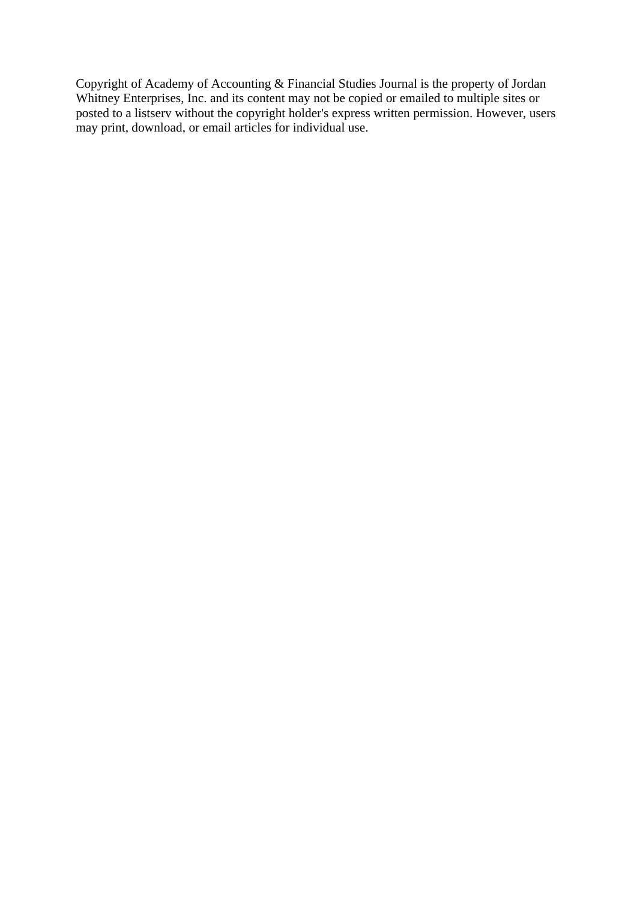Copyright of Academy of Accounting & Financial Studies Journal is the property of Jordan Whitney Enterprises, Inc. and its content may not be copied or emailed to multiple sites or posted to a listserv without the copyright holder's express written permission. However, users may print, download, or email articles for individual use.